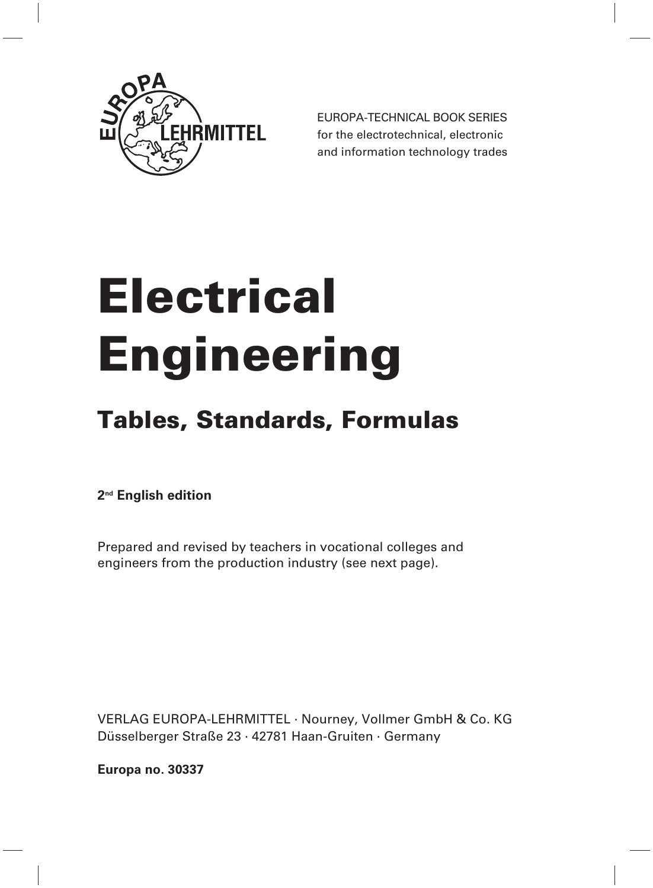EUROPA LEHRMITTEL

EUROPA-TECHNICAL BOOK SERIES
for the electrotechnical, electronic
and information technology trades

# Electrical Engineering

## Tables, Standards, Formulas

**2nd English edition**

Prepared and revised by teachers in vocational colleges and engineers from the production industry (see next page).

VERLAG EUROPA-LEHRMITTEL · Nourney, Vollmer GmbH & Co. KG
Düsselberger Straße 23 · 42781 Haan-Gruiten · Germany

**Europa no. 30337**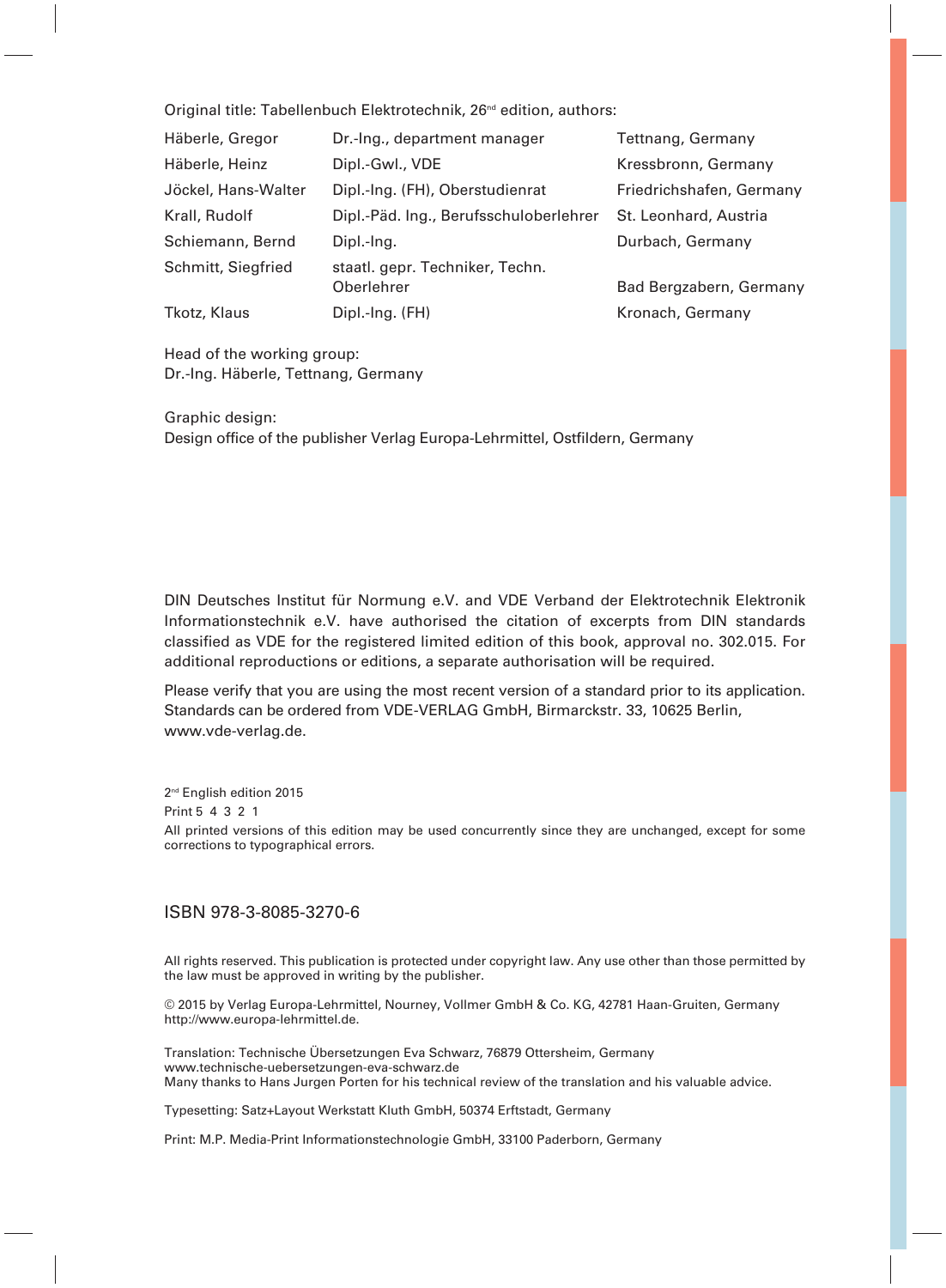Original title: Tabellenbuch Elektrotechnik, 26nd edition, authors:

| | | |
|---|---|---|
| Häberle, Gregor | Dr.-Ing., department manager | Tettnang, Germany |
| Häberle, Heinz | Dipl.-Gwl., VDE | Kressbronn, Germany |
| Jöckel, Hans-Walter | Dipl.-Ing. (FH), Oberstudienrat | Friedrichshafen, Germany |
| Krall, Rudolf | Dipl.-Päd. Ing., Berufsschuloberlehrer | St. Leonhard, Austria |
| Schiemann, Bernd | Dipl.-Ing. | Durbach, Germany |
| Schmitt, Siegfried | staatl. gepr. Techniker, Techn. Oberlehrer | Bad Bergzabern, Germany |
| Tkotz, Klaus | Dipl.-Ing. (FH) | Kronach, Germany |

Head of the working group:
Dr.-Ing. Häberle, Tettnang, Germany

Graphic design:
Design office of the publisher Verlag Europa-Lehrmittel, Ostfildern, Germany

DIN Deutsches Institut für Normung e.V. and VDE Verband der Elektrotechnik Elektronik Informationstechnik e.V. have authorised the citation of excerpts from DIN standards classified as VDE for the registered limited edition of this book, approval no. 302.015. For additional reproductions or editions, a separate authorisation will be required.

Please verify that you are using the most recent version of a standard prior to its application. Standards can be ordered from VDE-VERLAG GmbH, Birmarckstr. 33, 10625 Berlin, www.vde-verlag.de.

2nd English edition 2015
Print 5 4 3 2 1
All printed versions of this edition may be used concurrently since they are unchanged, except for some corrections to typographical errors.

ISBN 978-3-8085-3270-6

All rights reserved. This publication is protected under copyright law. Any use other than those permitted by the law must be approved in writing by the publisher.

© 2015 by Verlag Europa-Lehrmittel, Nourney, Vollmer GmbH & Co. KG, 42781 Haan-Gruiten, Germany
http://www.europa-lehrmittel.de.

Translation: Technische Übersetzungen Eva Schwarz, 76879 Ottersheim, Germany
www.technische-uebersetzungen-eva-schwarz.de
Many thanks to Hans Jurgen Porten for his technical review of the translation and his valuable advice.

Typesetting: Satz+Layout Werkstatt Kluth GmbH, 50374 Erftstadt, Germany

Print: M.P. Media-Print Informationstechnologie GmbH, 33100 Paderborn, Germany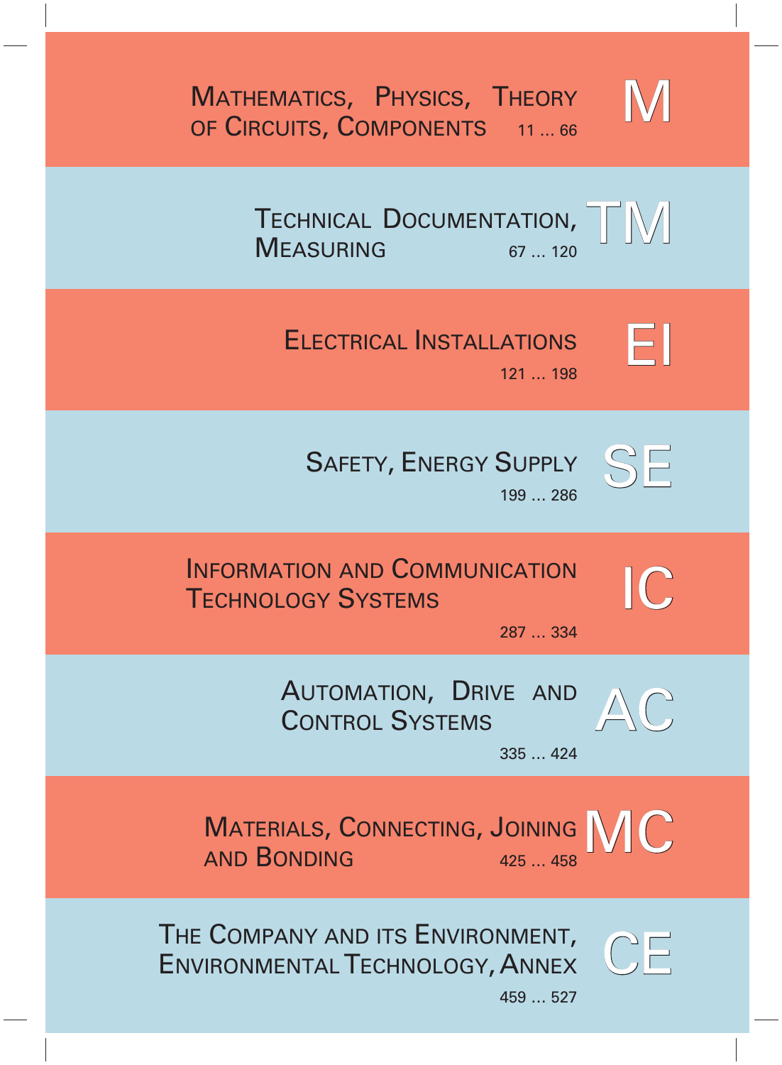## Mathematics, Physics, Theory of Circuits, Components — M

11 ... 66

## Technical Documentation, Measuring — TM

67 ... 120

## Electrical Installations — EI

121 ... 198

## Safety, Energy Supply — SE

199 ... 286

## Information and Communication Technology Systems — IC

287 ... 334

## Automation, Drive and Control Systems — AC

335 ... 424

## Materials, Connecting, Joining and Bonding — MC

425 ... 458

## The Company and its Environment, Environmental Technology, Annex — CE

459 ... 527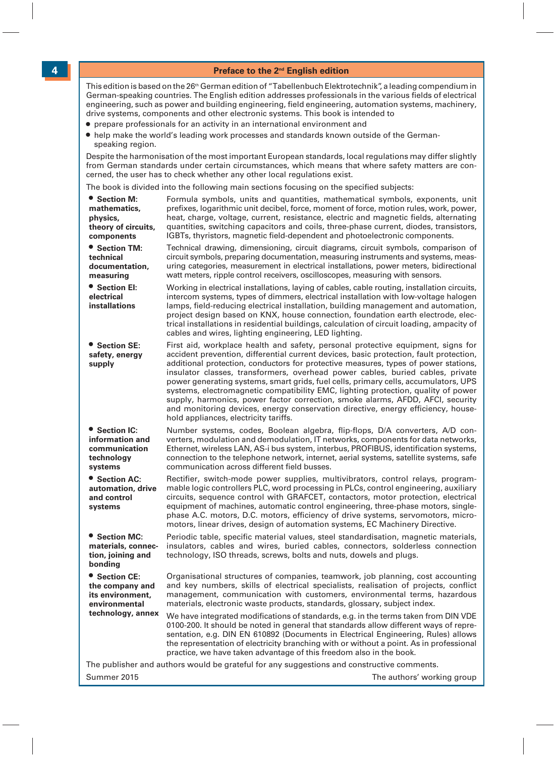# Preface to the 2nd English edition

This edition is based on the 26th German edition of "Tabellenbuch Elektrotechnik", a leading compendium in German-speaking countries. The English edition addresses professionals in the various fields of electrical engineering, such as power and building engineering, field engineering, automation systems, machinery, drive systems, components and other electronic systems. This book is intended to

- prepare professionals for an activity in an international environment and
- help make the world's leading work processes and standards known outside of the German-speaking region.

Despite the harmonisation of the most important European standards, local regulations may differ slightly from German standards under certain circumstances, which means that where safety matters are concerned, the user has to check whether any other local regulations exist.

The book is divided into the following main sections focusing on the specified subjects:

- **Section M: mathematics, physics, theory of circuits, components** — Formula symbols, units and quantities, mathematical symbols, exponents, unit prefixes, logarithmic unit decibel, force, moment of force, motion rules, work, power, heat, charge, voltage, current, resistance, electric and magnetic fields, alternating quantities, switching capacitors and coils, three-phase current, diodes, transistors, IGBTs, thyristors, magnetic field-dependent and photoelectronic components.
- **Section TM: technical documentation, measuring** — Technical drawing, dimensioning, circuit diagrams, circuit symbols, comparison of circuit symbols, preparing documentation, measuring instruments and systems, measuring categories, measurement in electrical installations, power meters, bidirectional watt meters, ripple control receivers, oscilloscopes, measuring with sensors.
- **Section EI: electrical installations** — Working in electrical installations, laying of cables, cable routing, installation circuits, intercom systems, types of dimmers, electrical installation with low-voltage halogen lamps, field-reducing electrical installation, building management and automation, project design based on KNX, house connection, foundation earth electrode, electrical installations in residential buildings, calculation of circuit loading, ampacity of cables and wires, lighting engineering, LED lighting.
- **Section SE: safety, energy supply** — First aid, workplace health and safety, personal protective equipment, signs for accident prevention, differential current devices, basic protection, fault protection, additional protection, conductors for protective measures, types of power stations, insulator classes, transformers, overhead power cables, buried cables, private power generating systems, smart grids, fuel cells, primary cells, accumulators, UPS systems, electromagnetic compatibility EMC, lighting protection, quality of power supply, harmonics, power factor correction, smoke alarms, AFDD, AFCI, security and monitoring devices, energy conservation directive, energy efficiency, household appliances, electricity tariffs.
- **Section IC: information and communication technology systems** — Number systems, codes, Boolean algebra, flip-flops, D/A converters, A/D converters, modulation and demodulation, IT networks, components for data networks, Ethernet, wireless LAN, AS-i bus system, interbus, PROFIBUS, identification systems, connection to the telephone network, internet, aerial systems, satellite systems, safe communication across different field busses.
- **Section AC: automation, drive and control systems** — Rectifier, switch-mode power supplies, multivibrators, control relays, programmable logic controllers PLC, word processing in PLCs, control engineering, auxiliary circuits, sequence control with GRAFCET, contactors, motor protection, electrical equipment of machines, automatic control engineering, three-phase motors, single-phase A.C. motors, D.C. motors, efficiency of drive systems, servomotors, micromotors, linear drives, design of automation systems, EC Machinery Directive.
- **Section MC: materials, connection, joining and bonding** — Periodic table, specific material values, steel standardisation, magnetic materials, insulators, cables and wires, buried cables, connectors, solderless connection technology, ISO threads, screws, bolts and nuts, dowels and plugs.
- **Section CE: the company and its environment, environmental technology, annex** — Organisational structures of companies, teamwork, job planning, cost accounting and key numbers, skills of electrical specialists, realisation of projects, conflict management, communication with customers, environmental terms, hazardous materials, electronic waste products, standards, glossary, subject index.

We have integrated modifications of standards, e.g. in the terms taken from DIN VDE 0100-200. It should be noted in general that standards allow different ways of representation, e.g. DIN EN 610892 (Documents in Electrical Engineering, Rules) allows the representation of electricity branching with or without a point. As in professional practice, we have taken advantage of this freedom also in the book.

The publisher and authors would be grateful for any suggestions and constructive comments.

Summer 2015 The authors' working group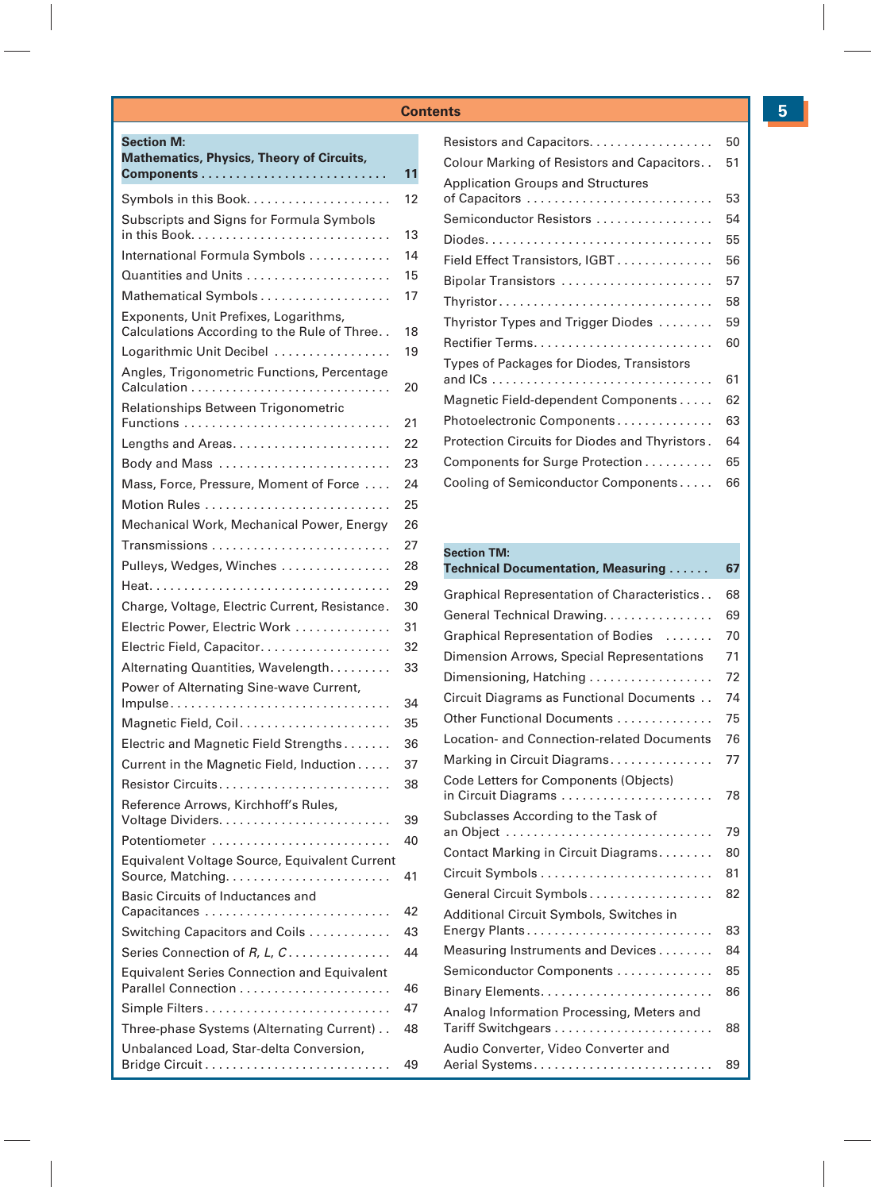# Contents

**Section M: Mathematics, Physics, Theory of Circuits, Components** ... 11

| Title | Page |
|---|---|
| Symbols in this Book | 12 |
| Subscripts and Signs for Formula Symbols in this Book | 13 |
| International Formula Symbols | 14 |
| Quantities and Units | 15 |
| Mathematical Symbols | 17 |
| Exponents, Unit Prefixes, Logarithms, Calculations According to the Rule of Three | 18 |
| Logarithmic Unit Decibel | 19 |
| Angles, Trigonometric Functions, Percentage Calculation | 20 |
| Relationships Between Trigonometric Functions | 21 |
| Lengths and Areas | 22 |
| Body and Mass | 23 |
| Mass, Force, Pressure, Moment of Force | 24 |
| Motion Rules | 25 |
| Mechanical Work, Mechanical Power, Energy | 26 |
| Transmissions | 27 |
| Pulleys, Wedges, Winches | 28 |
| Heat | 29 |
| Charge, Voltage, Electric Current, Resistance | 30 |
| Electric Power, Electric Work | 31 |
| Electric Field, Capacitor | 32 |
| Alternating Quantities, Wavelength | 33 |
| Power of Alternating Sine-wave Current, Impulse | 34 |
| Magnetic Field, Coil | 35 |
| Electric and Magnetic Field Strengths | 36 |
| Current in the Magnetic Field, Induction | 37 |
| Resistor Circuits | 38 |
| Reference Arrows, Kirchhoff's Rules, Voltage Dividers | 39 |
| Potentiometer | 40 |
| Equivalent Voltage Source, Equivalent Current Source, Matching | 41 |
| Basic Circuits of Inductances and Capacitances | 42 |
| Switching Capacitors and Coils | 43 |
| Series Connection of *R*, *L*, *C* | 44 |
| Equivalent Series Connection and Equivalent Parallel Connection | 46 |
| Simple Filters | 47 |
| Three-phase Systems (Alternating Current) | 48 |
| Unbalanced Load, Star-delta Conversion, Bridge Circuit | 49 |
| Resistors and Capacitors | 50 |
| Colour Marking of Resistors and Capacitors | 51 |
| Application Groups and Structures of Capacitors | 53 |
| Semiconductor Resistors | 54 |
| Diodes | 55 |
| Field Effect Transistors, IGBT | 56 |
| Bipolar Transistors | 57 |
| Thyristor | 58 |
| Thyristor Types and Trigger Diodes | 59 |
| Rectifier Terms | 60 |
| Types of Packages for Diodes, Transistors and ICs | 61 |
| Magnetic Field-dependent Components | 62 |
| Photoelectronic Components | 63 |
| Protection Circuits for Diodes and Thyristors | 64 |
| Components for Surge Protection | 65 |
| Cooling of Semiconductor Components | 66 |

**Section TM: Technical Documentation, Measuring** ... 67

| Title | Page |
|---|---|
| Graphical Representation of Characteristics | 68 |
| General Technical Drawing | 69 |
| Graphical Representation of Bodies | 70 |
| Dimension Arrows, Special Representations | 71 |
| Dimensioning, Hatching | 72 |
| Circuit Diagrams as Functional Documents | 74 |
| Other Functional Documents | 75 |
| Location- and Connection-related Documents | 76 |
| Marking in Circuit Diagrams | 77 |
| Code Letters for Components (Objects) in Circuit Diagrams | 78 |
| Subclasses According to the Task of an Object | 79 |
| Contact Marking in Circuit Diagrams | 80 |
| Circuit Symbols | 81 |
| General Circuit Symbols | 82 |
| Additional Circuit Symbols, Switches in Energy Plants | 83 |
| Measuring Instruments and Devices | 84 |
| Semiconductor Components | 85 |
| Binary Elements | 86 |
| Analog Information Processing, Meters and Tariff Switchgears | 88 |
| Audio Converter, Video Converter and Aerial Systems | 89 |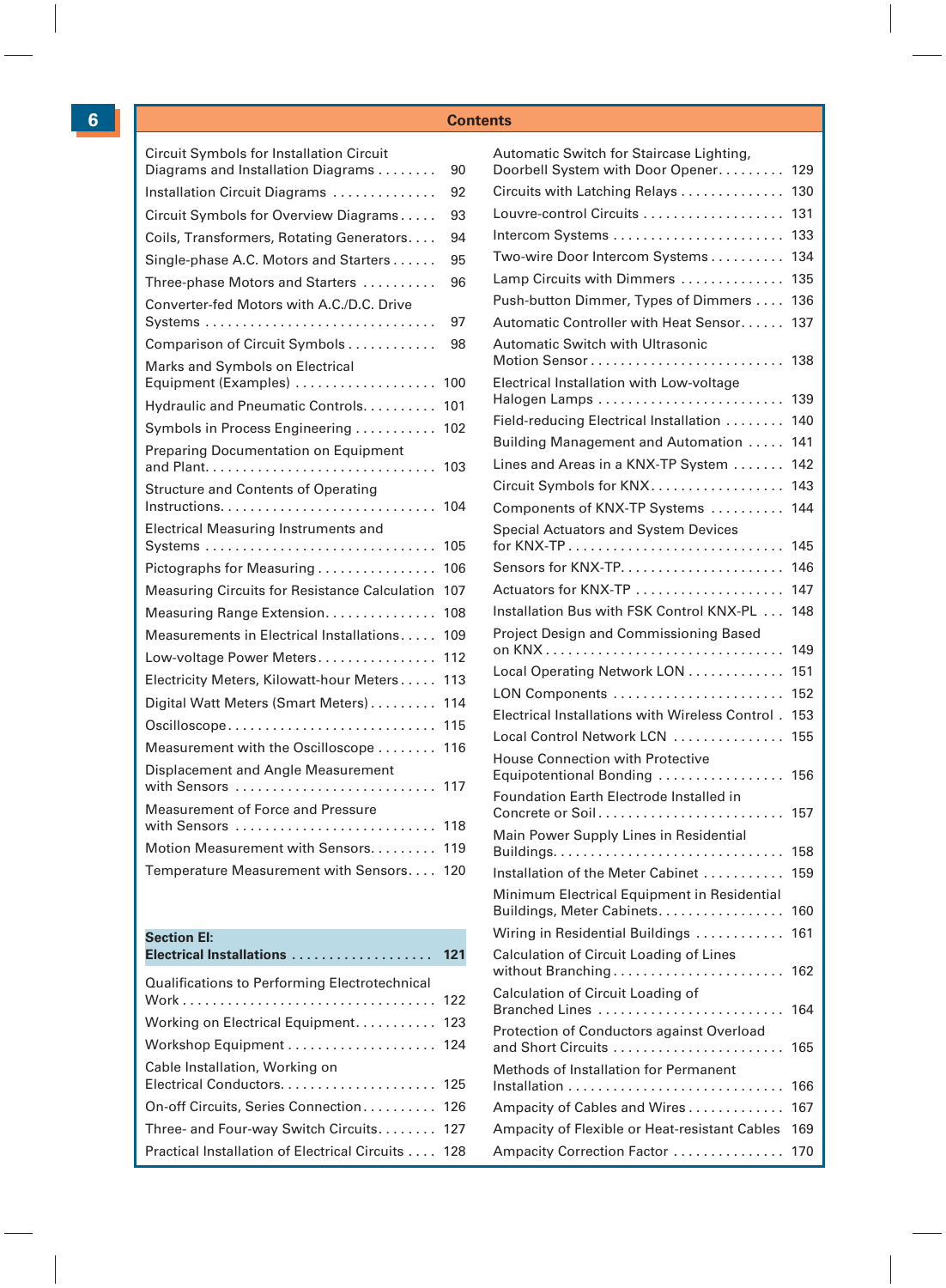## Contents

| | |
|---|---|
| Circuit Symbols for Installation Circuit Diagrams and Installation Diagrams | 90 |
| Installation Circuit Diagrams | 92 |
| Circuit Symbols for Overview Diagrams | 93 |
| Coils, Transformers, Rotating Generators | 94 |
| Single-phase A.C. Motors and Starters | 95 |
| Three-phase Motors and Starters | 96 |
| Converter-fed Motors with A.C./D.C. Drive Systems | 97 |
| Comparison of Circuit Symbols | 98 |
| Marks and Symbols on Electrical Equipment (Examples) | 100 |
| Hydraulic and Pneumatic Controls | 101 |
| Symbols in Process Engineering | 102 |
| Preparing Documentation on Equipment and Plant | 103 |
| Structure and Contents of Operating Instructions | 104 |
| Electrical Measuring Instruments and Systems | 105 |
| Pictographs for Measuring | 106 |
| Measuring Circuits for Resistance Calculation | 107 |
| Measuring Range Extension | 108 |
| Measurements in Electrical Installations | 109 |
| Low-voltage Power Meters | 112 |
| Electricity Meters, Kilowatt-hour Meters | 113 |
| Digital Watt Meters (Smart Meters) | 114 |
| Oscilloscope | 115 |
| Measurement with the Oscilloscope | 116 |
| Displacement and Angle Measurement with Sensors | 117 |
| Measurement of Force and Pressure with Sensors | 118 |
| Motion Measurement with Sensors | 119 |
| Temperature Measurement with Sensors | 120 |

### Section EI: Electrical Installations — 121

| | |
|---|---|
| Qualifications to Performing Electrotechnical Work | 122 |
| Working on Electrical Equipment | 123 |
| Workshop Equipment | 124 |
| Cable Installation, Working on Electrical Conductors | 125 |
| On-off Circuits, Series Connection | 126 |
| Three- and Four-way Switch Circuits | 127 |
| Practical Installation of Electrical Circuits | 128 |
| Automatic Switch for Staircase Lighting, Doorbell System with Door Opener | 129 |
| Circuits with Latching Relays | 130 |
| Louvre-control Circuits | 131 |
| Intercom Systems | 133 |
| Two-wire Door Intercom Systems | 134 |
| Lamp Circuits with Dimmers | 135 |
| Push-button Dimmer, Types of Dimmers | 136 |
| Automatic Controller with Heat Sensor | 137 |
| Automatic Switch with Ultrasonic Motion Sensor | 138 |
| Electrical Installation with Low-voltage Halogen Lamps | 139 |
| Field-reducing Electrical Installation | 140 |
| Building Management and Automation | 141 |
| Lines and Areas in a KNX-TP System | 142 |
| Circuit Symbols for KNX | 143 |
| Components of KNX-TP Systems | 144 |
| Special Actuators and System Devices for KNX-TP | 145 |
| Sensors for KNX-TP | 146 |
| Actuators for KNX-TP | 147 |
| Installation Bus with FSK Control KNX-PL | 148 |
| Project Design and Commissioning Based on KNX | 149 |
| Local Operating Network LON | 151 |
| LON Components | 152 |
| Electrical Installations with Wireless Control | 153 |
| Local Control Network LCN | 155 |
| House Connection with Protective Equipotentional Bonding | 156 |
| Foundation Earth Electrode Installed in Concrete or Soil | 157 |
| Main Power Supply Lines in Residential Buildings | 158 |
| Installation of the Meter Cabinet | 159 |
| Minimum Electrical Equipment in Residential Buildings, Meter Cabinets | 160 |
| Wiring in Residential Buildings | 161 |
| Calculation of Circuit Loading of Lines without Branching | 162 |
| Calculation of Circuit Loading of Branched Lines | 164 |
| Protection of Conductors against Overload and Short Circuits | 165 |
| Methods of Installation for Permanent Installation | 166 |
| Ampacity of Cables and Wires | 167 |
| Ampacity of Flexible or Heat-resistant Cables | 169 |
| Ampacity Correction Factor | 170 |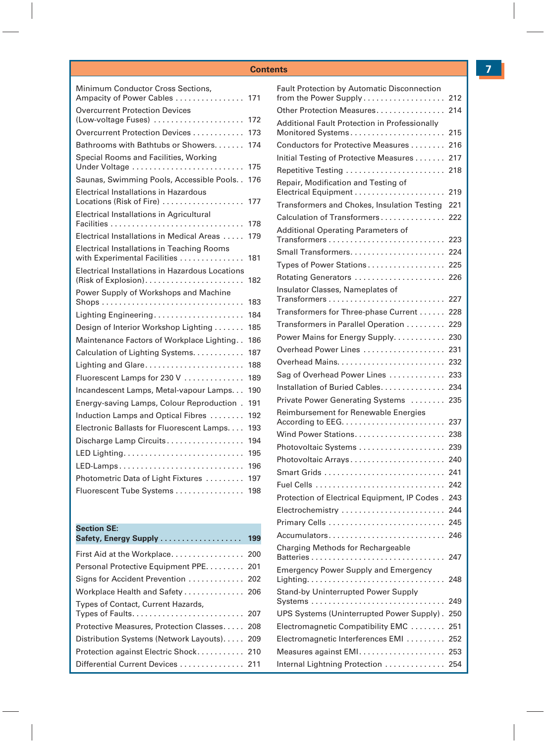## Contents

Minimum Conductor Cross Sections, Ampacity of Power Cables . . . . . . . . . . . . . . . . 171
Overcurrent Protection Devices (Low-voltage Fuses) . . . . . . . . . . . . . . . . . . . . . 172
Overcurrent Protection Devices . . . . . . . . . . . . 173
Bathrooms with Bathtubs or Showers. . . . . . . 174
Special Rooms and Facilities, Working Under Voltage . . . . . . . . . . . . . . . . . . . . . . . . . . 175
Saunas, Swimming Pools, Accessible Pools. . 176
Electrical Installations in Hazardous Locations (Risk of Fire) . . . . . . . . . . . . . . . . . . . 177
Electrical Installations in Agricultural Facilities . . . . . . . . . . . . . . . . . . . . . . . . . . . . . . 178
Electrical Installations in Medical Areas . . . . . 179
Electrical Installations in Teaching Rooms with Experimental Facilities . . . . . . . . . . . . . . . 181
Electrical Installations in Hazardous Locations (Risk of Explosion). . . . . . . . . . . . . . . . . . . . . . . 182
Power Supply of Workshops and Machine Shops . . . . . . . . . . . . . . . . . . . . . . . . . . . . . . . . 183
Lighting Engineering. . . . . . . . . . . . . . . . . . . . . 184
Design of Interior Workshop Lighting . . . . . . . 185
Maintenance Factors of Workplace Lighting. . 186
Calculation of Lighting Systems. . . . . . . . . . . . 187
Lighting and Glare. . . . . . . . . . . . . . . . . . . . . . . 188
Fluorescent Lamps for 230 V . . . . . . . . . . . . . . 189
Incandescent Lamps, Metal-vapour Lamps. . . 190
Energy-saving Lamps, Colour Reproduction . 191
Induction Lamps and Optical Fibres . . . . . . . . 192
Electronic Ballasts for Fluorescent Lamps. . . . 193
Discharge Lamp Circuits. . . . . . . . . . . . . . . . . . 194
LED Lighting. . . . . . . . . . . . . . . . . . . . . . . . . . . 195
LED-Lamps. . . . . . . . . . . . . . . . . . . . . . . . . . . . 196
Photometric Data of Light Fixtures . . . . . . . . . 197
Fluorescent Tube Systems . . . . . . . . . . . . . . . . 198

**Section SE: Safety, Energy Supply . . . . . . . . . . . . . . . . . . . 199**

First Aid at the Workplace. . . . . . . . . . . . . . . . . 200
Personal Protective Equipment PPE. . . . . . . . . 201
Signs for Accident Prevention . . . . . . . . . . . . . 202
Workplace Health and Safety . . . . . . . . . . . . . . 206
Types of Contact, Current Hazards, Types of Faults. . . . . . . . . . . . . . . . . . . . . . . . . . 207
Protective Measures, Protection Classes. . . . . 208
Distribution Systems (Network Layouts). . . . . 209
Protection against Electric Shock. . . . . . . . . . . 210
Differential Current Devices . . . . . . . . . . . . . . . 211
Fault Protection by Automatic Disconnection from the Power Supply . . . . . . . . . . . . . . . . . . . 212
Other Protection Measures. . . . . . . . . . . . . . . . 214
Additional Fault Protection in Professionally Monitored Systems . . . . . . . . . . . . . . . . . . . . . . 215
Conductors for Protective Measures . . . . . . . . 216
Initial Testing of Protective Measures . . . . . . . 217
Repetitive Testing . . . . . . . . . . . . . . . . . . . . . . . 218
Repair, Modification and Testing of Electrical Equipment . . . . . . . . . . . . . . . . . . . . . 219
Transformers and Chokes, Insulation Testing 221
Calculation of Transformers . . . . . . . . . . . . . . . 222
Additional Operating Parameters of Transformers . . . . . . . . . . . . . . . . . . . . . . . . . . . 223
Small Transformers. . . . . . . . . . . . . . . . . . . . . . 224
Types of Power Stations . . . . . . . . . . . . . . . . . . 225
Rotating Generators . . . . . . . . . . . . . . . . . . . . . 226
Insulator Classes, Nameplates of Transformers . . . . . . . . . . . . . . . . . . . . . . . . . . . 227
Transformers for Three-phase Current . . . . . . 228
Transformers in Parallel Operation . . . . . . . . . 229
Power Mains for Energy Supply. . . . . . . . . . . . 230
Overhead Power Lines . . . . . . . . . . . . . . . . . . . 231
Overhead Mains. . . . . . . . . . . . . . . . . . . . . . . . . 232
Sag of Overhead Power Lines . . . . . . . . . . . . . 233
Installation of Buried Cables. . . . . . . . . . . . . . . 234
Private Power Generating Systems . . . . . . . . 235
Reimbursement for Renewable Energies According to EEG. . . . . . . . . . . . . . . . . . . . . . . . 237
Wind Power Stations. . . . . . . . . . . . . . . . . . . . . 238
Photovoltaic Systems . . . . . . . . . . . . . . . . . . . . 239
Photovoltaic Arrays . . . . . . . . . . . . . . . . . . . . . . 240
Smart Grids . . . . . . . . . . . . . . . . . . . . . . . . . . . . 241
Fuel Cells . . . . . . . . . . . . . . . . . . . . . . . . . . . . . 242
Protection of Electrical Equipment, IP Codes . 243
Electrochemistry . . . . . . . . . . . . . . . . . . . . . . . . 244
Primary Cells . . . . . . . . . . . . . . . . . . . . . . . . . . . 245
Accumulators. . . . . . . . . . . . . . . . . . . . . . . . . . . 246
Charging Methods for Rechargeable Batteries . . . . . . . . . . . . . . . . . . . . . . . . . . . . . . 247
Emergency Power Supply and Emergency Lighting. . . . . . . . . . . . . . . . . . . . . . . . . . . . . . . 248
Stand-by Uninterrupted Power Supply Systems . . . . . . . . . . . . . . . . . . . . . . . . . . . . . . 249
UPS Systems (Uninterrupted Power Supply) . 250
Electromagnetic Compatibility EMC . . . . . . . . 251
Electromagnetic Interferences EMI . . . . . . . . . 252
Measures against EMI. . . . . . . . . . . . . . . . . . . . 253
Internal Lightning Protection . . . . . . . . . . . . . . 254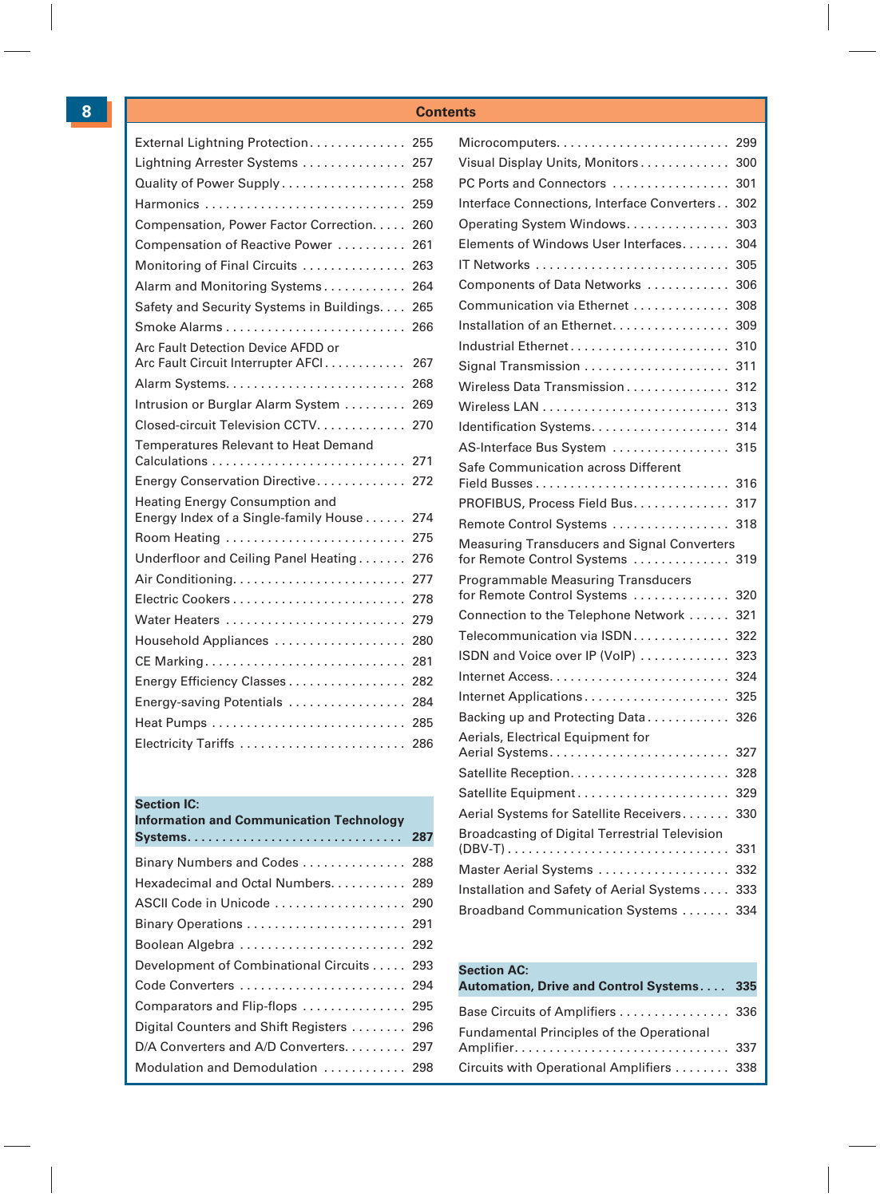## Contents

External Lightning Protection . . . . . . . . . . . . . . 255
Lightning Arrester Systems . . . . . . . . . . . . . . . 257
Quality of Power Supply . . . . . . . . . . . . . . . . . . 258
Harmonics . . . . . . . . . . . . . . . . . . . . . . . . . . . . 259
Compensation, Power Factor Correction. . . . . 260
Compensation of Reactive Power . . . . . . . . . . 261
Monitoring of Final Circuits . . . . . . . . . . . . . . . 263
Alarm and Monitoring Systems . . . . . . . . . . . . 264
Safety and Security Systems in Buildings. . . . 265
Smoke Alarms . . . . . . . . . . . . . . . . . . . . . . . . . 266
Arc Fault Detection Device AFDD or Arc Fault Circuit Interrupter AFCI . . . . . . . . . . . . 267
Alarm Systems. . . . . . . . . . . . . . . . . . . . . . . . . 268
Intrusion or Burglar Alarm System . . . . . . . . . 269
Closed-circuit Television CCTV. . . . . . . . . . . . . 270
Temperatures Relevant to Heat Demand Calculations . . . . . . . . . . . . . . . . . . . . . . . . . . . 271
Energy Conservation Directive . . . . . . . . . . . . . 272
Heating Energy Consumption and Energy Index of a Single-family House . . . . . . 274
Room Heating . . . . . . . . . . . . . . . . . . . . . . . . . 275
Underfloor and Ceiling Panel Heating . . . . . . . 276
Air Conditioning. . . . . . . . . . . . . . . . . . . . . . . . 277
Electric Cookers . . . . . . . . . . . . . . . . . . . . . . . . 278
Water Heaters . . . . . . . . . . . . . . . . . . . . . . . . . 279
Household Appliances . . . . . . . . . . . . . . . . . . . 280
CE Marking. . . . . . . . . . . . . . . . . . . . . . . . . . . . 281
Energy Efficiency Classes . . . . . . . . . . . . . . . . . 282
Energy-saving Potentials . . . . . . . . . . . . . . . . . 284
Heat Pumps . . . . . . . . . . . . . . . . . . . . . . . . . . . 285
Electricity Tariffs . . . . . . . . . . . . . . . . . . . . . . . 286

**Section IC: Information and Communication Technology Systems. . . . . . . . . . . . . . . . . . . . . . . . . . . . . . 287**

Binary Numbers and Codes . . . . . . . . . . . . . . . 288
Hexadecimal and Octal Numbers. . . . . . . . . . . 289
ASCII Code in Unicode . . . . . . . . . . . . . . . . . . . 290
Binary Operations . . . . . . . . . . . . . . . . . . . . . . 291
Boolean Algebra . . . . . . . . . . . . . . . . . . . . . . . 292
Development of Combinational Circuits . . . . . 293
Code Converters . . . . . . . . . . . . . . . . . . . . . . . 294
Comparators and Flip-flops . . . . . . . . . . . . . . . 295
Digital Counters and Shift Registers . . . . . . . . 296
D/A Converters and A/D Converters. . . . . . . . . 297
Modulation and Demodulation . . . . . . . . . . . . 298
Microcomputers. . . . . . . . . . . . . . . . . . . . . . . . 299
Visual Display Units, Monitors . . . . . . . . . . . . . 300
PC Ports and Connectors . . . . . . . . . . . . . . . . 301
Interface Connections, Interface Converters . . 302
Operating System Windows. . . . . . . . . . . . . . . 303
Elements of Windows User Interfaces. . . . . . . 304
IT Networks . . . . . . . . . . . . . . . . . . . . . . . . . . . 305
Components of Data Networks . . . . . . . . . . . . 306
Communication via Ethernet . . . . . . . . . . . . . . 308
Installation of an Ethernet. . . . . . . . . . . . . . . . . 309
Industrial Ethernet . . . . . . . . . . . . . . . . . . . . . . . 310
Signal Transmission . . . . . . . . . . . . . . . . . . . . . 311
Wireless Data Transmission . . . . . . . . . . . . . . . 312
Wireless LAN . . . . . . . . . . . . . . . . . . . . . . . . . . 313
Identification Systems. . . . . . . . . . . . . . . . . . . . 314
AS-Interface Bus System . . . . . . . . . . . . . . . . . 315
Safe Communication across Different Field Busses . . . . . . . . . . . . . . . . . . . . . . . . . . . 316
PROFIBUS, Process Field Bus. . . . . . . . . . . . . . 317
Remote Control Systems . . . . . . . . . . . . . . . . . 318
Measuring Transducers and Signal Converters for Remote Control Systems . . . . . . . . . . . . . . 319
Programmable Measuring Transducers for Remote Control Systems . . . . . . . . . . . . . . 320
Connection to the Telephone Network . . . . . . 321
Telecommunication via ISDN. . . . . . . . . . . . . . 322
ISDN and Voice over IP (VoIP) . . . . . . . . . . . . . 323
Internet Access. . . . . . . . . . . . . . . . . . . . . . . . . 324
Internet Applications . . . . . . . . . . . . . . . . . . . . . 325
Backing up and Protecting Data . . . . . . . . . . . . 326
Aerials, Electrical Equipment for Aerial Systems. . . . . . . . . . . . . . . . . . . . . . . . . . 327
Satellite Reception. . . . . . . . . . . . . . . . . . . . . . . 328
Satellite Equipment . . . . . . . . . . . . . . . . . . . . . . 329
Aerial Systems for Satellite Receivers. . . . . . . 330
Broadcasting of Digital Terrestrial Television (DBV-T) . . . . . . . . . . . . . . . . . . . . . . . . . . . . . . . 331
Master Aerial Systems . . . . . . . . . . . . . . . . . . . 332
Installation and Safety of Aerial Systems . . . . 333
Broadband Communication Systems . . . . . . . 334

**Section AC: Automation, Drive and Control Systems. . . . 335**

Base Circuits of Amplifiers . . . . . . . . . . . . . . . . 336
Fundamental Principles of the Operational Amplifier. . . . . . . . . . . . . . . . . . . . . . . . . . . . . . 337
Circuits with Operational Amplifiers . . . . . . . . 338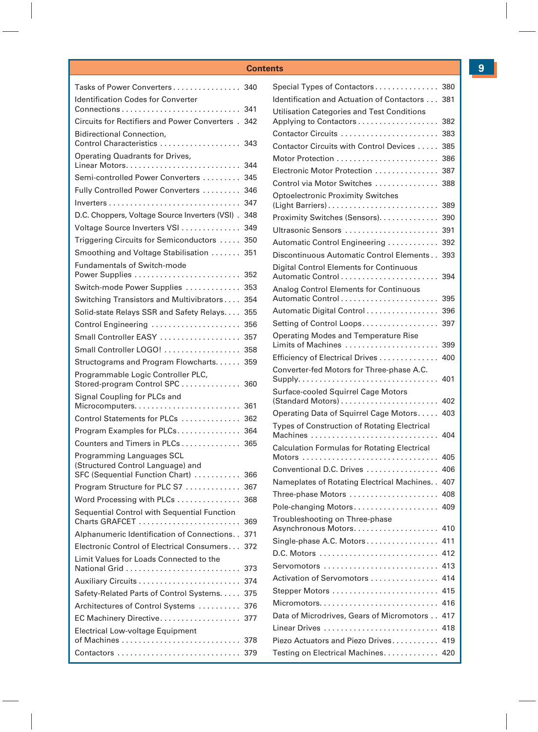## Contents

- Tasks of Power Converters ... 340
- Identification Codes for Converter Connections ... 341
- Circuits for Rectifiers and Power Converters ... 342
- Bidirectional Connection, Control Characteristics ... 343
- Operating Quadrants for Drives, Linear Motors ... 344
- Semi-controlled Power Converters ... 345
- Fully Controlled Power Converters ... 346
- Inverters ... 347
- D.C. Choppers, Voltage Source Inverters (VSI) ... 348
- Voltage Source Inverters VSI ... 349
- Triggering Circuits for Semiconductors ... 350
- Smoothing and Voltage Stabilisation ... 351
- Fundamentals of Switch-mode Power Supplies ... 352
- Switch-mode Power Supplies ... 353
- Switching Transistors and Multivibrators ... 354
- Solid-state Relays SSR and Safety Relays ... 355
- Control Engineering ... 356
- Small Controller EASY ... 357
- Small Controller LOGO! ... 358
- Structograms and Program Flowcharts ... 359
- Programmable Logic Controller PLC, Stored-program Control SPC ... 360
- Signal Coupling for PLCs and Microcomputers ... 361
- Control Statements for PLCs ... 362
- Program Examples for PLCs ... 364
- Counters and Timers in PLCs ... 365
- Programming Languages SCL (Structured Control Language) and SFC (Sequential Function Chart) ... 366
- Program Structure for PLC S7 ... 367
- Word Processing with PLCs ... 368
- Sequential Control with Sequential Function Charts GRAFCET ... 369
- Alphanumeric Identification of Connections ... 371
- Electronic Control of Electrical Consumers ... 372
- Limit Values for Loads Connected to the National Grid ... 373
- Auxiliary Circuits ... 374
- Safety-Related Parts of Control Systems ... 375
- Architectures of Control Systems ... 376
- EC Machinery Directive ... 377
- Electrical Low-voltage Equipment of Machines ... 378
- Contactors ... 379
- Special Types of Contactors ... 380
- Identification and Actuation of Contactors ... 381
- Utilisation Categories and Test Conditions Applying to Contactors ... 382
- Contactor Circuits ... 383
- Contactor Circuits with Control Devices ... 385
- Motor Protection ... 386
- Electronic Motor Protection ... 387
- Control via Motor Switches ... 388
- Optoelectronic Proximity Switches (Light Barriers) ... 389
- Proximity Switches (Sensors) ... 390
- Ultrasonic Sensors ... 391
- Automatic Control Engineering ... 392
- Discontinuous Automatic Control Elements ... 393
- Digital Control Elements for Continuous Automatic Control ... 394
- Analog Control Elements for Continuous Automatic Control ... 395
- Automatic Digital Control ... 396
- Setting of Control Loops ... 397
- Operating Modes and Temperature Rise Limits of Machines ... 399
- Efficiency of Electrical Drives ... 400
- Converter-fed Motors for Three-phase A.C. Supply ... 401
- Surface-cooled Squirrel Cage Motors (Standard Motors) ... 402
- Operating Data of Squirrel Cage Motors ... 403
- Types of Construction of Rotating Electrical Machines ... 404
- Calculation Formulas for Rotating Electrical Motors ... 405
- Conventional D.C. Drives ... 406
- Nameplates of Rotating Electrical Machines ... 407
- Three-phase Motors ... 408
- Pole-changing Motors ... 409
- Troubleshooting on Three-phase Asynchronous Motors ... 410
- Single-phase A.C. Motors ... 411
- D.C. Motors ... 412
- Servomotors ... 413
- Activation of Servomotors ... 414
- Stepper Motors ... 415
- Micromotors ... 416
- Data of Microdrives, Gears of Micromotors ... 417
- Linear Drives ... 418
- Piezo Actuators and Piezo Drives ... 419
- Testing on Electrical Machines ... 420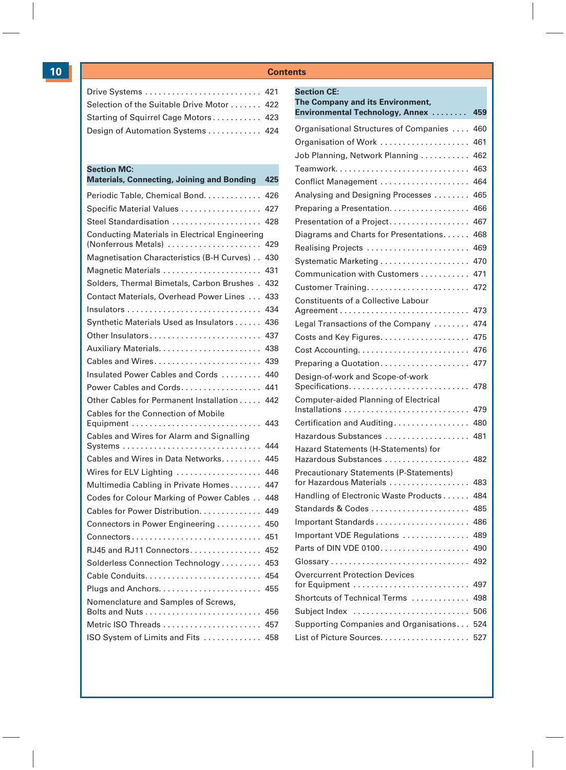# Contents

| | |
|---|---|
| Drive Systems | 421 |
| Selection of the Suitable Drive Motor | 422 |
| Starting of Squirrel Cage Motors | 423 |
| Design of Automation Systems | 424 |

## Section MC: Materials, Connecting, Joining and Bonding — 425

| | |
|---|---|
| Periodic Table, Chemical Bond | 426 |
| Specific Material Values | 427 |
| Steel Standardisation | 428 |
| Conducting Materials in Electrical Engineering (Nonferrous Metals) | 429 |
| Magnetisation Characteristics (B-H Curves) | 430 |
| Magnetic Materials | 431 |
| Solders, Thermal Bimetals, Carbon Brushes | 432 |
| Contact Materials, Overhead Power Lines | 433 |
| Insulators | 434 |
| Synthetic Materials Used as Insulators | 436 |
| Other Insulators | 437 |
| Auxiliary Materials | 438 |
| Cables and Wires | 439 |
| Insulated Power Cables and Cords | 440 |
| Power Cables and Cords | 441 |
| Other Cables for Permanent Installation | 442 |
| Cables for the Connection of Mobile Equipment | 443 |
| Cables and Wires for Alarm and Signalling Systems | 444 |
| Cables and Wires in Data Networks | 445 |
| Wires for ELV Lighting | 446 |
| Multimedia Cabling in Private Homes | 447 |
| Codes for Colour Marking of Power Cables | 448 |
| Cables for Power Distribution | 449 |
| Connectors in Power Engineering | 450 |
| Connectors | 451 |
| RJ45 and RJ11 Connectors | 452 |
| Solderless Connection Technology | 453 |
| Cable Conduits | 454 |
| Plugs and Anchors | 455 |
| Nomenclature and Samples of Screws, Bolts and Nuts | 456 |
| Metric ISO Threads | 457 |
| ISO System of Limits and Fits | 458 |

## Section CE: The Company and its Environment, Environmental Technology, Annex — 459

| | |
|---|---|
| Organisational Structures of Companies | 460 |
| Organisation of Work | 461 |
| Job Planning, Network Planning | 462 |
| Teamwork | 463 |
| Conflict Management | 464 |
| Analysing and Designing Processes | 465 |
| Preparing a Presentation | 466 |
| Presentation of a Project | 467 |
| Diagrams and Charts for Presentations | 468 |
| Realising Projects | 469 |
| Systematic Marketing | 470 |
| Communication with Customers | 471 |
| Customer Training | 472 |
| Constituents of a Collective Labour Agreement | 473 |
| Legal Transactions of the Company | 474 |
| Costs and Key Figures | 475 |
| Cost Accounting | 476 |
| Preparing a Quotation | 477 |
| Design-of-work and Scope-of-work Specifications | 478 |
| Computer-aided Planning of Electrical Installations | 479 |
| Certification and Auditing | 480 |
| Hazardous Substances | 481 |
| Hazard Statements (H-Statements) for Hazardous Substances | 482 |
| Precautionary Statements (P-Statements) for Hazardous Materials | 483 |
| Handling of Electronic Waste Products | 484 |
| Standards & Codes | 485 |
| Important Standards | 486 |
| Important VDE Regulations | 489 |
| Parts of DIN VDE 0100 | 490 |
| Glossary | 492 |
| Overcurrent Protection Devices for Equipment | 497 |
| Shortcuts of Technical Terms | 498 |
| Subject Index | 506 |
| Supporting Companies and Organisations | 524 |
| List of Picture Sources | 527 |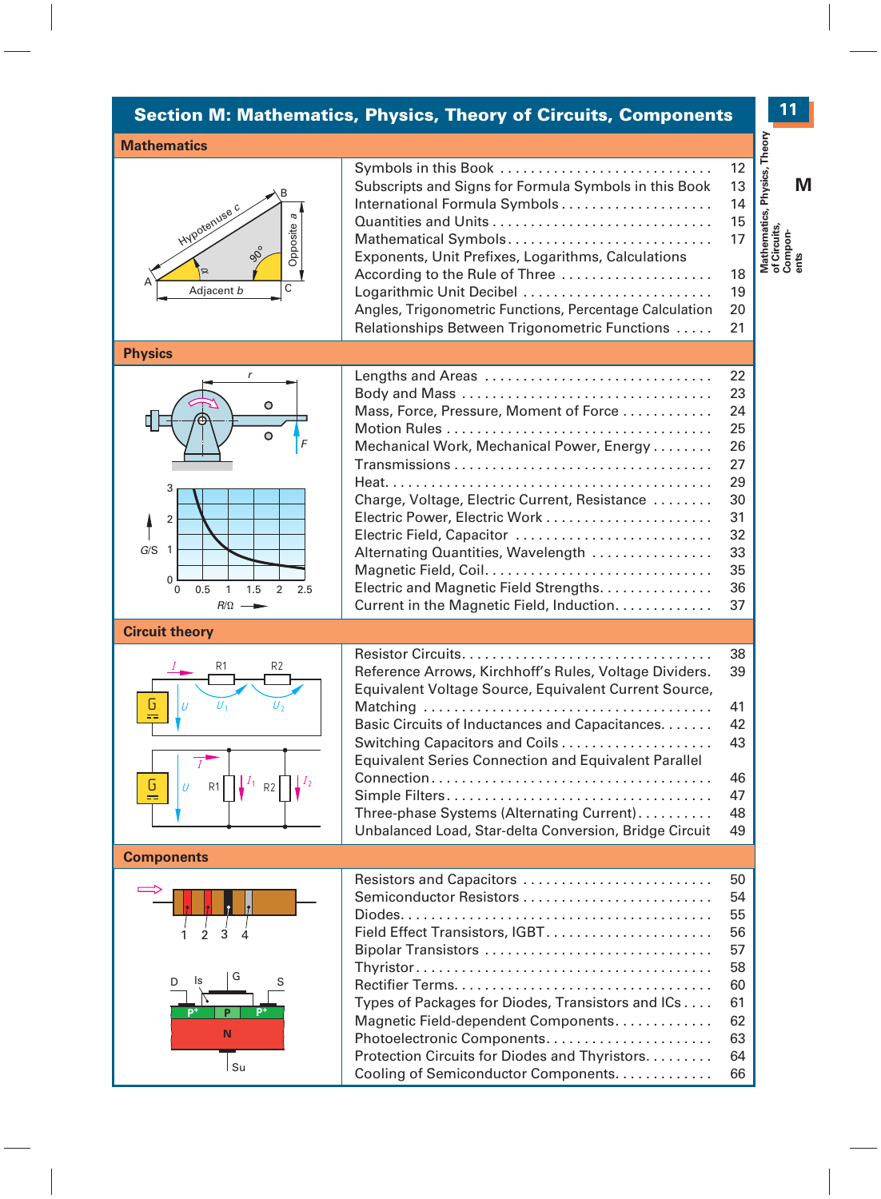# Section M: Mathematics, Physics, Theory of Circuits, Components

## Mathematics

| Topic | Page |
|---|---|
| Symbols in this Book | 12 |
| Subscripts and Signs for Formula Symbols in this Book | 13 |
| International Formula Symbols | 14 |
| Quantities and Units | 15 |
| Mathematical Symbols | 17 |
| Exponents, Unit Prefixes, Logarithms, Calculations According to the Rule of Three | 18 |
| Logarithmic Unit Decibel | 19 |
| Angles, Trigonometric Functions, Percentage Calculation | 20 |
| Relationships Between Trigonometric Functions | 21 |

## Physics

| Topic | Page |
|---|---|
| Lengths and Areas | 22 |
| Body and Mass | 23 |
| Mass, Force, Pressure, Moment of Force | 24 |
| Motion Rules | 25 |
| Mechanical Work, Mechanical Power, Energy | 26 |
| Transmissions | 27 |
| Heat | 29 |
| Charge, Voltage, Electric Current, Resistance | 30 |
| Electric Power, Electric Work | 31 |
| Electric Field, Capacitor | 32 |
| Alternating Quantities, Wavelength | 33 |
| Magnetic Field, Coil | 35 |
| Electric and Magnetic Field Strengths | 36 |
| Current in the Magnetic Field, Induction | 37 |

## Circuit theory

| Topic | Page |
|---|---|
| Resistor Circuits | 38 |
| Reference Arrows, Kirchhoff's Rules, Voltage Dividers | 39 |
| Equivalent Voltage Source, Equivalent Current Source, Matching | 41 |
| Basic Circuits of Inductances and Capacitances | 42 |
| Switching Capacitors and Coils | 43 |
| Equivalent Series Connection and Equivalent Parallel Connection | 46 |
| Simple Filters | 47 |
| Three-phase Systems (Alternating Current) | 48 |
| Unbalanced Load, Star-delta Conversion, Bridge Circuit | 49 |

## Components

| Topic | Page |
|---|---|
| Resistors and Capacitors | 50 |
| Semiconductor Resistors | 54 |
| Diodes | 55 |
| Field Effect Transistors, IGBT | 56 |
| Bipolar Transistors | 57 |
| Thyristor | 58 |
| Rectifier Terms | 60 |
| Types of Packages for Diodes, Transistors and ICs | 61 |
| Magnetic Field-dependent Components | 62 |
| Photoelectronic Components | 63 |
| Protection Circuits for Diodes and Thyristors | 64 |
| Cooling of Semiconductor Components | 66 |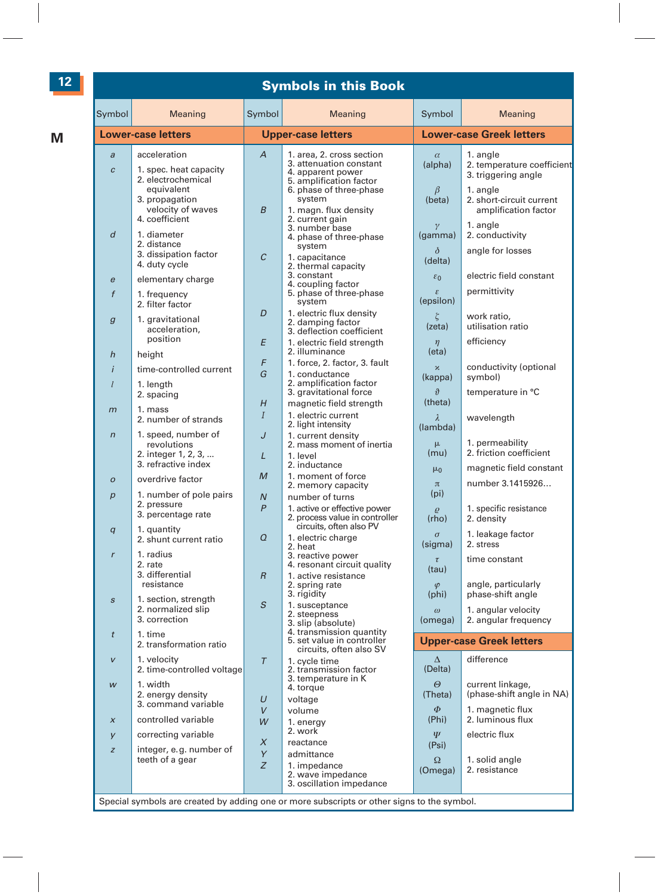# Symbols in this Book

## Lower-case letters

| Symbol | Meaning |
|---|---|
| $a$ | acceleration |
| $c$ | 1. spec. heat capacity 2. electrochemical equivalent 3. propagation velocity of waves 4. coefficient |
| $d$ | 1. diameter 2. distance 3. dissipation factor 4. duty cycle |
| $e$ | elementary charge |
| $f$ | 1. frequency 2. filter factor |
| $g$ | 1. gravitational acceleration, position |
| $h$ | height |
| $i$ | time-controlled current |
| $l$ | 1. length 2. spacing |
| $m$ | 1. mass 2. number of strands |
| $n$ | 1. speed, number of revolutions 2. integer 1, 2, 3, ... 3. refractive index |
| $o$ | overdrive factor |
| $p$ | 1. number of pole pairs 2. pressure 3. percentage rate |
| $q$ | 1. quantity 2. shunt current ratio |
| $r$ | 1. radius 2. rate 3. differential resistance |
| $s$ | 1. section, strength 2. normalized slip 3. correction |
| $t$ | 1. time 2. transformation ratio |
| $v$ | 1. velocity 2. time-controlled voltage |
| $w$ | 1. width 2. energy density 3. command variable |
| $x$ | controlled variable |
| $y$ | correcting variable |
| $z$ | integer, e.g. number of teeth of a gear |

## Upper-case letters

| Symbol | Meaning |
|---|---|
| $A$ | 1. area, 2. cross section 3. attenuation constant 4. apparent power 5. amplification factor 6. phase of three-phase system |
| $B$ | 1. magn. flux density 2. current gain 3. number base 4. phase of three-phase system |
| $C$ | 1. capacitance 2. thermal capacity 3. constant 4. coupling factor 5. phase of three-phase system |
| $D$ | 1. electric flux density 2. damping factor 3. deflection coefficient |
| $E$ | 1. electric field strength 2. illuminance |
| $F$ | 1. force, 2. factor, 3. fault |
| $G$ | 1. conductance 2. amplification factor 3. gravitational force |
| $H$ | magnetic field strength |
| $I$ | 1. electric current 2. light intensity |
| $J$ | 1. current density 2. mass moment of inertia |
| $L$ | 1. level 2. inductance |
| $M$ | 1. moment of force 2. memory capacity |
| $N$ | number of turns |
| $P$ | 1. active or effective power 2. process value in controller circuits, often also PV |
| $Q$ | 1. electric charge 2. heat 3. reactive power 4. resonant circuit quality |
| $R$ | 1. active resistance 2. spring rate 3. rigidity |
| $S$ | 1. susceptance 2. steepness 3. slip (absolute) 4. transmission quantity 5. set value in controller circuits, often also SV |
| $T$ | 1. cycle time 2. transmission factor 3. temperature in K 4. torque |
| $U$ | voltage |
| $V$ | volume |
| $W$ | 1. energy 2. work |
| $X$ | reactance |
| $Y$ | admittance |
| $Z$ | 1. impedance 2. wave impedance 3. oscillation impedance |

## Lower-case Greek letters

| Symbol | Meaning |
|---|---|
| $\alpha$ (alpha) | 1. angle 2. temperature coefficient 3. triggering angle |
| $\beta$ (beta) | 1. angle 2. short-circuit current amplification factor |
| $\gamma$ (gamma) | 1. angle 2. conductivity |
| $\delta$ (delta) | angle for losses |
| $\varepsilon_0$ | electric field constant |
| $\varepsilon$ (epsilon) | permittivity |
| $\zeta$ (zeta) | work ratio, utilisation ratio |
| $\eta$ (eta) | efficiency |
| $\varkappa$ (kappa) | conductivity (optional symbol) |
| $\vartheta$ (theta) | temperature in °C |
| $\lambda$ (lambda) | wavelength |
| $\mu$ (mu) | 1. permeability 2. friction coefficient |
| $\mu_0$ | magnetic field constant |
| $\pi$ (pi) | number 3.1415926... |
| $\varrho$ (rho) | 1. specific resistance 2. density |
| $\sigma$ (sigma) | 1. leakage factor 2. stress |
| $\tau$ (tau) | time constant |
| $\varphi$ (phi) | angle, particularly phase-shift angle |
| $\omega$ (omega) | 1. angular velocity 2. angular frequency |

## Upper-case Greek letters

| Symbol | Meaning |
|---|---|
| $\Delta$ (Delta) | difference |
| $\Theta$ (Theta) | current linkage, (phase-shift angle in NA) |
| $\Phi$ (Phi) | 1. magnetic flux 2. luminous flux |
| $\Psi$ (Psi) | electric flux |
| $\Omega$ (Omega) | 1. solid angle 2. resistance |

Special symbols are created by adding one or more subscripts or other signs to the symbol.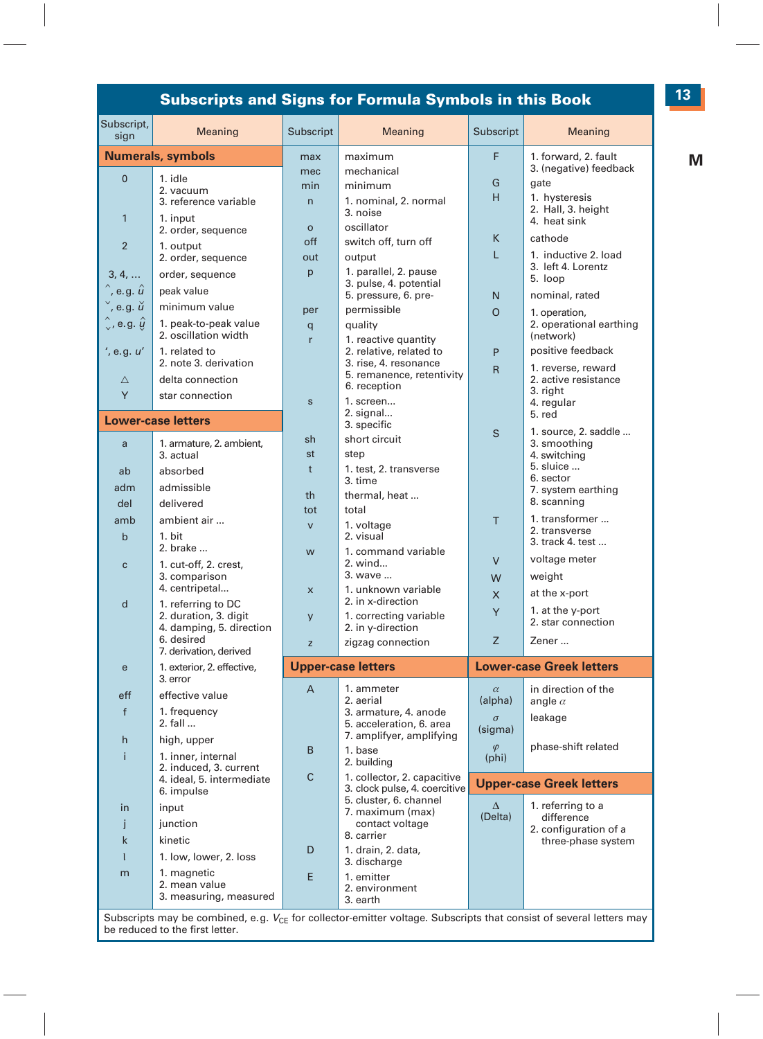## Subscripts and Signs for Formula Symbols in this Book

| Subscript, sign | Meaning |
|---|---|
| **Numerals, symbols** | |
| 0 | 1. idle 2. vacuum 3. reference variable |
| 1 | 1. input 2. order, sequence |
| 2 | 1. output 2. order, sequence |
| 3, 4, ... | order, sequence |
| ^, e.g. $\hat{u}$ | peak value |
| ˇ, e.g. $\check{u}$ | minimum value |
| ^ˇ, e.g. $\hat{\check{u}}$ | 1. peak-to-peak value 2. oscillation width |
| ′, e.g. $u'$ | 1. related to 2. note 3. derivation |
| △ | delta connection |
| Y | star connection |
| **Lower-case letters** | |
| a | 1. armature, 2. ambient, 3. actual |
| ab | absorbed |
| adm | admissible |
| del | delivered |
| amb | ambient air ... |
| b | 1. bit 2. brake ... |
| c | 1. cut-off, 2. crest, 3. comparison 4. centripetal... |
| d | 1. referring to DC 2. duration, 3. digit 4. damping, 5. direction 6. desired 7. derivation, derived |
| e | 1. exterior, 2. effective, 3. error |
| eff | effective value |
| f | 1. frequency 2. fall ... |
| h | high, upper |
| i | 1. inner, internal 2. induced, 3. current 4. ideal, 5. intermediate 6. impulse |
| in | input |
| j | junction |
| k | kinetic |
| l | 1. low, lower, 2. loss |
| m | 1. magnetic 2. mean value 3. measuring, measured |

| Subscript | Meaning |
|---|---|
| max | maximum |
| mec | mechanical |
| min | minimum |
| n | 1. nominal, 2. normal 3. noise |
| o | oscillator |
| off | switch off, turn off |
| out | output |
| p | 1. parallel, 2. pause 3. pulse, 4. potential 5. pressure, 6. pre- |
| per | permissible |
| q | quality |
| r | 1. reactive quantity 2. relative, related to 3. rise, 4. resonance 5. remanence, retentivity 6. reception |
| s | 1. screen... 2. signal... 3. specific |
| sh | short circuit |
| st | step |
| t | 1. test, 2. transverse 3. time |
| th | thermal, heat ... |
| tot | total |
| v | 1. voltage 2. visual |
| w | 1. command variable 2. wind... 3. wave ... |
| x | 1. unknown variable 2. in x-direction |
| y | 1. correcting variable 2. in y-direction |
| z | zigzag connection |
| **Upper-case letters** | |
| A | 1. ammeter 2. aerial 3. armature, 4. anode 5. acceleration, 6. area 7. amplifyer, amplifying |
| B | 1. base 2. building |
| C | 1. collector, 2. capacitive 3. clock pulse, 4. coercitive 5. cluster, 6. channel 7. maximum (max) contact voltage 8. carrier |
| D | 1. drain, 2. data, 3. discharge |
| E | 1. emitter 2. environment 3. earth |

| Subscript | Meaning |
|---|---|
| F | 1. forward, 2. fault 3. (negative) feedback |
| G | gate |
| H | 1. hysteresis 2. Hall, 3. height 4. heat sink |
| K | cathode |
| L | 1. inductive 2. load 3. left 4. Lorentz 5. loop |
| N | nominal, rated |
| O | 1. operation, 2. operational earthing (network) |
| P | positive feedback |
| R | 1. reverse, reward 2. active resistance 3. right 4. regular 5. red |
| S | 1. source, 2. saddle ... 3. smoothing 4. switching 5. sluice ... 6. sector 7. system earthing 8. scanning |
| T | 1. transformer ... 2. transverse 3. track 4. test ... |
| V | voltage meter |
| W | weight |
| X | at the x-port |
| Y | 1. at the y-port 2. star connection |
| Z | Zener ... |
| **Lower-case Greek letters** | |
| $\alpha$ (alpha) | in direction of the angle $\alpha$ |
| $\sigma$ (sigma) | leakage |
| $\varphi$ (phi) | phase-shift related |
| **Upper-case Greek letters** | |
| $\Delta$ (Delta) | 1. referring to a difference 2. configuration of a three-phase system |

Subscripts may be combined, e.g. $V_{CE}$ for collector-emitter voltage. Subscripts that consist of several letters may be reduced to the first letter.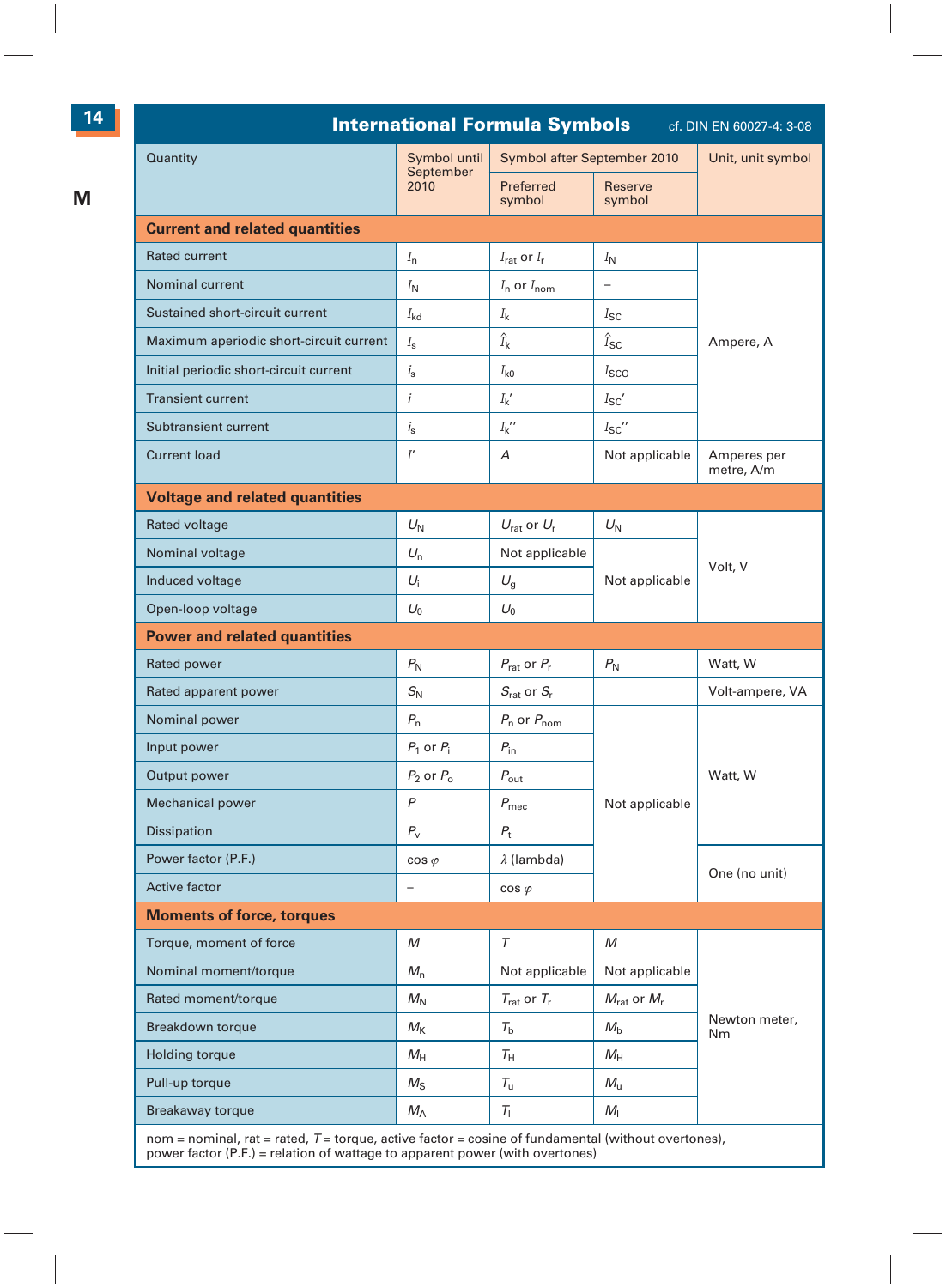## International Formula Symbols

cf. DIN EN 60027-4: 3-08

| Quantity | Symbol until September 2010 | Symbol after September 2010 | | Unit, unit symbol |
|---|---|---|---|---|
| | | Preferred symbol | Reserve symbol | |
| **Current and related quantities** | | | | |
| Rated current | $I_n$ | $I_{rat}$ or $I_r$ | $I_N$ | Ampere, A |
| Nominal current | $I_N$ | $I_n$ or $I_{nom}$ | – | |
| Sustained short-circuit current | $I_{kd}$ | $I_k$ | $I_{SC}$ | |
| Maximum aperiodic short-circuit current | $I_s$ | $\hat{I}_k$ | $\hat{I}_{SC}$ | |
| Initial periodic short-circuit current | $i_s$ | $I_{k0}$ | $I_{SCO}$ | |
| Transient current | $i$ | $I_k'$ | $I_{SC}'$ | |
| Subtransient current | $i_s$ | $I_k''$ | $I_{SC}''$ | |
| Current load | $I'$ | $A$ | Not applicable | Amperes per metre, A/m |
| **Voltage and related quantities** | | | | |
| Rated voltage | $U_N$ | $U_{rat}$ or $U_r$ | $U_N$ | Volt, V |
| Nominal voltage | $U_n$ | Not applicable | Not applicable | |
| Induced voltage | $U_i$ | $U_g$ | | |
| Open-loop voltage | $U_0$ | $U_0$ | | |
| **Power and related quantities** | | | | |
| Rated power | $P_N$ | $P_{rat}$ or $P_r$ | $P_N$ | Watt, W |
| Rated apparent power | $S_N$ | $S_{rat}$ or $S_r$ | | Volt-ampere, VA |
| Nominal power | $P_n$ | $P_n$ or $P_{nom}$ | Not applicable | Watt, W |
| Input power | $P_1$ or $P_i$ | $P_{in}$ | | |
| Output power | $P_2$ or $P_o$ | $P_{out}$ | | |
| Mechanical power | $P$ | $P_{mec}$ | | |
| Dissipation | $P_v$ | $P_t$ | | |
| Power factor (P.F.) | $\cos \varphi$ | $\lambda$ (lambda) | | One (no unit) |
| Active factor | – | $\cos \varphi$ | | |
| **Moments of force, torques** | | | | |
| Torque, moment of force | $M$ | $T$ | $M$ | Newton meter, Nm |
| Nominal moment/torque | $M_n$ | Not applicable | Not applicable | |
| Rated moment/torque | $M_N$ | $T_{rat}$ or $T_r$ | $M_{rat}$ or $M_r$ | |
| Breakdown torque | $M_K$ | $T_b$ | $M_b$ | |
| Holding torque | $M_H$ | $T_H$ | $M_H$ | |
| Pull-up torque | $M_S$ | $T_u$ | $M_u$ | |
| Breakaway torque | $M_A$ | $T_l$ | $M_l$ | |

nom = nominal, rat = rated, $T$ = torque, active factor = cosine of fundamental (without overtones), power factor (P.F.) = relation of wattage to apparent power (with overtones)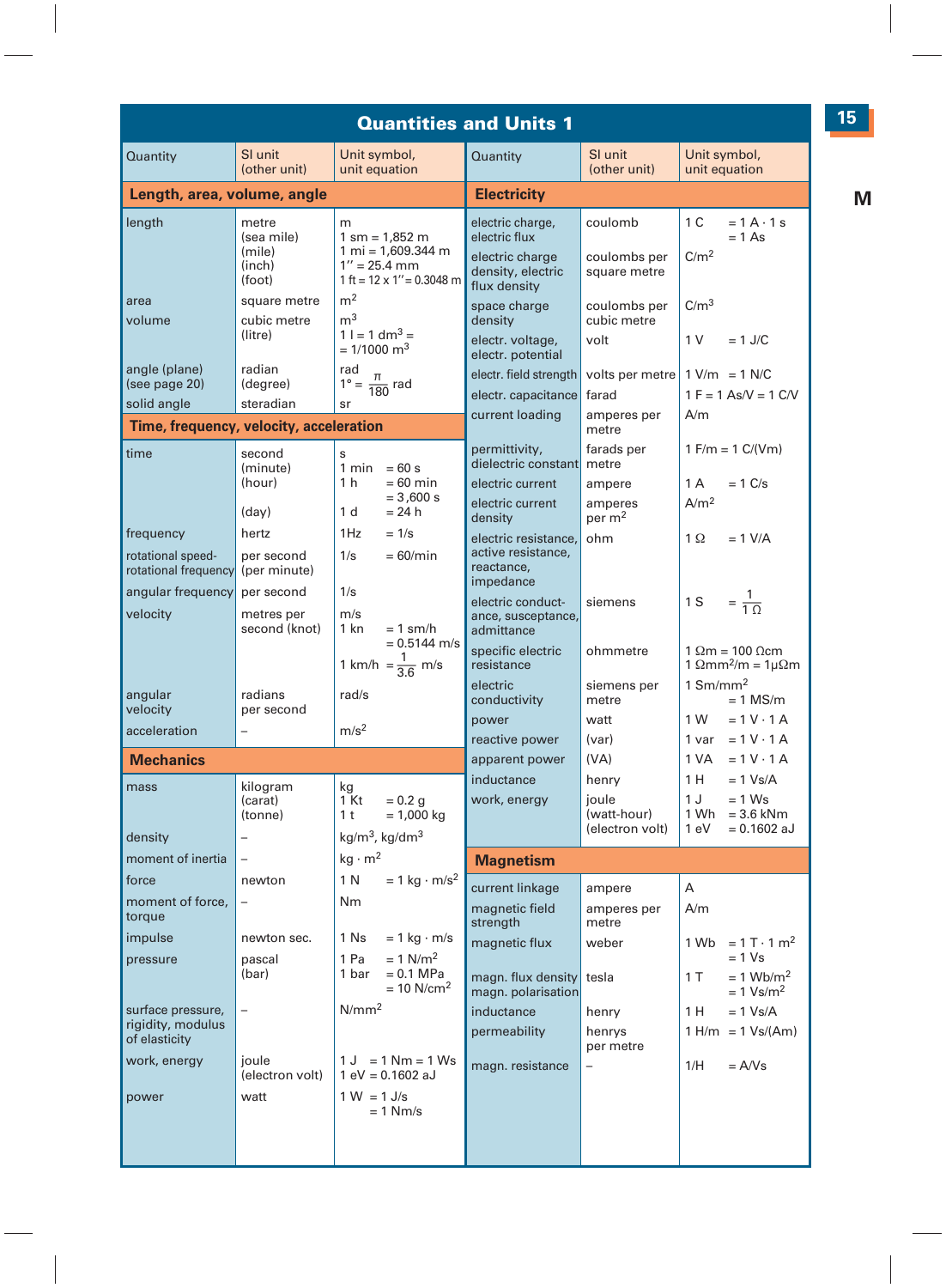# Quantities and Units 1

## Length, area, volume, angle

| Quantity | SI unit (other unit) | Unit symbol, unit equation |
|---|---|---|
| length | metre | m |
| | (sea mile) | 1 sm = 1,852 m |
| | (mile) | 1 mi = 1,609.344 m |
| | (inch) | 1″ = 25.4 mm |
| | (foot) | 1 ft = 12 x 1″ = 0.3048 m |
| area | square metre | $m^2$ |
| volume | cubic metre | $m^3$ |
| | (litre) | 1 l = 1 $dm^3$ = = 1/1000 $m^3$ |
| angle (plane) (see page 20) | radian | rad |
| | (degree) | $1° = \frac{\pi}{180}$ rad |
| solid angle | steradian | sr |

## Time, frequency, velocity, acceleration

| Quantity | SI unit (other unit) | Unit symbol, unit equation |
|---|---|---|
| time | second | s |
| | (minute) | 1 min = 60 s |
| | (hour) | 1 h = 60 min = 3,600 s |
| | (day) | 1 d = 24 h |
| frequency | hertz | 1Hz = 1/s |
| rotational speed-rotational frequency | per second (per minute) | 1/s = 60/min |
| angular frequency | per second | 1/s |
| velocity | metres per second | m/s |
| | (knot) | 1 kn = 1 sm/h = 0.5144 m/s |
| | | 1 km/h = $\frac{1}{3.6}$ m/s |
| angular velocity | radians per second | rad/s |
| acceleration | – | $m/s^2$ |

## Mechanics

| Quantity | SI unit (other unit) | Unit symbol, unit equation |
|---|---|---|
| mass | kilogram | kg |
| | (carat) | 1 Kt = 0.2 g |
| | (tonne) | 1 t = 1,000 kg |
| density | – | $kg/m^3$, $kg/dm^3$ |
| moment of inertia | – | $kg \cdot m^2$ |
| force | newton | 1 N = 1 $kg \cdot m/s^2$ |
| moment of force, torque | – | Nm |
| impulse | newton sec. | 1 Ns = 1 kg · m/s |
| pressure | pascal | 1 Pa = 1 $N/m^2$ |
| | (bar) | 1 bar = 0.1 MPa = 10 $N/cm^2$ |
| surface pressure, rigidity, modulus of elasticity | – | $N/mm^2$ |
| work, energy | joule | 1 J = 1 Nm = 1 Ws |
| | (electron volt) | 1 eV = 0.1602 aJ |
| power | watt | 1 W = 1 J/s = 1 Nm/s |

## Electricity

| Quantity | SI unit (other unit) | Unit symbol, unit equation |
|---|---|---|
| electric charge, electric flux | coulomb | 1 C = 1 A · 1 s = 1 As |
| electric charge density, electric flux density | coulombs per square metre | $C/m^2$ |
| space charge density | coulombs per cubic metre | $C/m^3$ |
| electr. voltage, electr. potential | volt | 1 V = 1 J/C |
| electr. field strength | volts per metre | 1 V/m = 1 N/C |
| electr. capacitance | farad | 1 F = 1 As/V = 1 C/V |
| current loading | amperes per metre | A/m |
| permittivity, dielectric constant | farads per metre | 1 F/m = 1 C/(Vm) |
| electric current | ampere | 1 A = 1 C/s |
| electric current density | amperes per $m^2$ | $A/m^2$ |
| electric resistance, active resistance, reactance, impedance | ohm | 1 Ω = 1 V/A |
| electric conductance, susceptance, admittance | siemens | $1\ S = \frac{1}{1\ \Omega}$ |
| specific electric resistance | ohmmetre | 1 Ωm = 100 Ωcm; 1 $\Omega mm^2/m$ = 1μΩm |
| electric conductivity | siemens per metre | 1 $Sm/mm^2$ = 1 MS/m |
| power | watt | 1 W = 1 V · 1 A |
| reactive power | (var) | 1 var = 1 V · 1 A |
| apparent power | (VA) | 1 VA = 1 V · 1 A |
| inductance | henry | 1 H = 1 Vs/A |
| work, energy | joule | 1 J = 1 Ws |
| | (watt-hour) | 1 Wh = 3.6 kNm |
| | (electron volt) | 1 eV = 0.1602 aJ |

## Magnetism

| Quantity | SI unit (other unit) | Unit symbol, unit equation |
|---|---|---|
| current linkage | ampere | A |
| magnetic field strength | amperes per metre | A/m |
| magnetic flux | weber | 1 Wb = 1 T · 1 $m^2$ = 1 Vs |
| magn. flux density, magn. polarisation | tesla | 1 T = 1 $Wb/m^2$ = 1 $Vs/m^2$ |
| inductance | henry | 1 H = 1 Vs/A |
| permeability | henrys per metre | 1 H/m = 1 Vs/(Am) |
| magn. resistance | – | 1/H = A/Vs |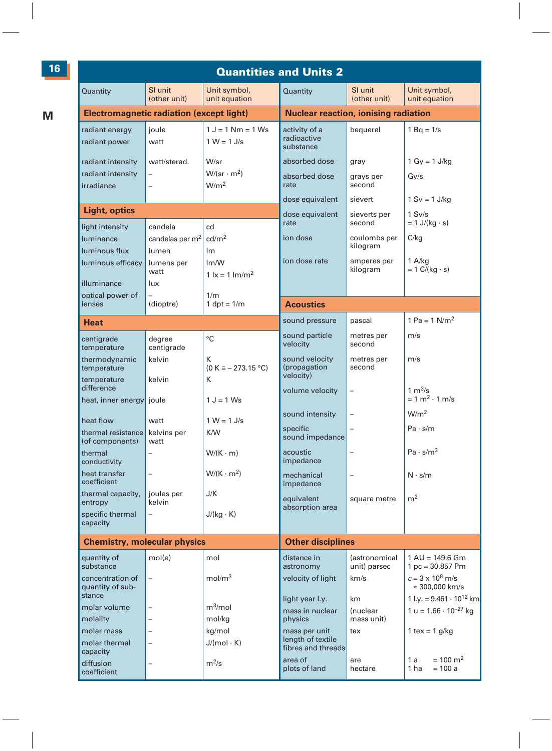# Quantities and Units 2

M

## Electromagnetic radiation (except light)

| Quantity | SI unit (other unit) | Unit symbol, unit equation |
|---|---|---|
| radiant energy | joule | 1 J = 1 Nm = 1 Ws |
| radiant power | watt | 1 W = 1 J/s |
| radiant intensity | watt/sterad. | W/sr |
| radiant intensity | – | $W/(sr \cdot m^2)$ |
| irradiance | – | $W/m^2$ |

## Light, optics

| Quantity | SI unit (other unit) | Unit symbol, unit equation |
|---|---|---|
| light intensity | candela | cd |
| luminance | candelas per $m^2$ | $cd/m^2$ |
| luminous flux | lumen | lm |
| luminous efficacy | lumens per watt | lm/W |
| illuminance | lux | $1\ lx = 1\ lm/m^2$ |
| optical power of lenses | – (dioptre) | 1/m<br>1 dpt = 1/m |

## Heat

| Quantity | SI unit (other unit) | Unit symbol, unit equation |
|---|---|---|
| centigrade temperature | degree centigrade | °C |
| thermodynamic temperature | kelvin | K<br>(0 K ≙ – 273.15 °C) |
| temperature difference | kelvin | K |
| heat, inner energy | joule | 1 J = 1 Ws |
| heat flow | watt | 1 W = 1 J/s |
| thermal resistance (of components) | kelvins per watt | K/W |
| thermal conductivity | – | $W/(K \cdot m)$ |
| heat transfer coefficient | – | $W/(K \cdot m^2)$ |
| thermal capacity, entropy | joules per kelvin | J/K |
| specific thermal capacity | – | $J/(kg \cdot K)$ |

## Chemistry, molecular physics

| Quantity | SI unit (other unit) | Unit symbol, unit equation |
|---|---|---|
| quantity of substance | mol(e) | mol |
| concentration of quantity of substance | – | $mol/m^3$ |
| molar volume | – | $m^3/mol$ |
| molality | – | mol/kg |
| molar mass | – | kg/mol |
| molar thermal capacity | – | $J/(mol \cdot K)$ |
| diffusion coefficient | – | $m^2/s$ |

## Nuclear reaction, ionising radiation

| Quantity | SI unit (other unit) | Unit symbol, unit equation |
|---|---|---|
| activity of a radioactive substance | bequerel | 1 Bq = 1/s |
| absorbed dose | gray | 1 Gy = 1 J/kg |
| absorbed dose rate | grays per second | Gy/s |
| dose equivalent | sievert | 1 Sv = 1 J/kg |
| dose equivalent rate | sieverts per second | 1 Sv/s<br>$= 1\ J/(kg \cdot s)$ |
| ion dose | coulombs per kilogram | C/kg |
| ion dose rate | amperes per kilogram | 1 A/kg<br>$= 1\ C/(kg \cdot s)$ |

## Acoustics

| Quantity | SI unit (other unit) | Unit symbol, unit equation |
|---|---|---|
| sound pressure | pascal | $1\ Pa = 1\ N/m^2$ |
| sound particle velocity | metres per second | m/s |
| sound velocity (propagation velocity) | metres per second | m/s |
| volume velocity | – | $1\ m^3/s$<br>$= 1\ m^2 \cdot 1\ m/s$ |
| sound intensity | – | $W/m^2$ |
| specific sound impedance | – | $Pa \cdot s/m$ |
| acoustic impedance | – | $Pa \cdot s/m^3$ |
| mechanical impedance | – | $N \cdot s/m$ |
| equivalent absorption area | square metre | $m^2$ |

## Other disciplines

| Quantity | SI unit (other unit) | Unit symbol, unit equation |
|---|---|---|
| distance in astronomy | (astronomical unit) parsec | 1 AU = 149.6 Gm<br>1 pc = 30.857 Pm |
| velocity of light | km/s | $c = 3 \times 10^8$ m/s<br>≈ 300,000 km/s |
| light year l.y. | km | $1\ l.y. = 9.461 \cdot 10^{12}$ km |
| mass in nuclear physics | (nuclear mass unit) | $1\ u = 1.66 \cdot 10^{-27}$ kg |
| mass per unit length of textile fibres and threads | tex | 1 tex = 1 g/km |
| area of plots of land | are<br>hectare | $1\ a = 100\ m^2$<br>1 ha = 100 a |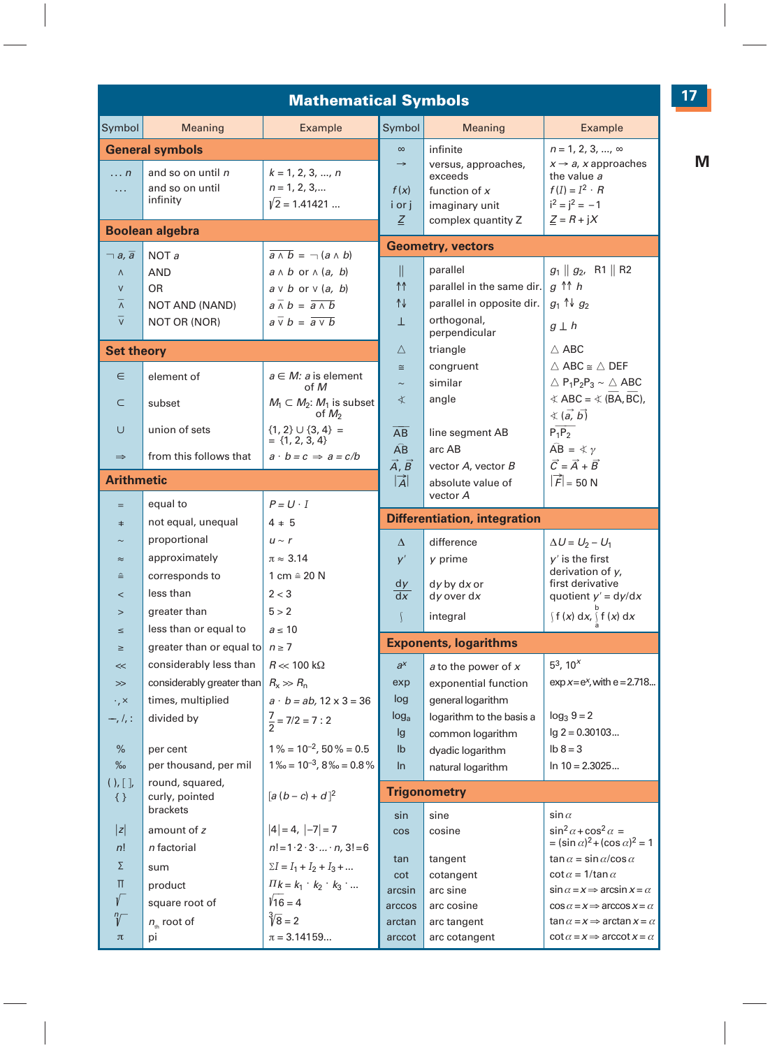# Mathematical Symbols

| Symbol | Meaning | Example |
|---|---|---|
| **General symbols** | | |
| $\ldots n$ | and so on until $n$ | $k = 1, 2, 3, \ldots, n$ |
| $\ldots$ | and so on until infinity | $n = 1, 2, 3, \ldots$<br>$\sqrt{2} = 1.41421 \ldots$ |
| **Boolean algebra** | | |
| $\neg a, \bar{a}$ | NOT $a$ | $\overline{a \wedge b} = \neg(a \wedge b)$ |
| $\wedge$ | AND | $a \wedge b$ or $\wedge(a, b)$ |
| $\vee$ | OR | $a \vee b$ or $\vee(a, b)$ |
| $\bar{\wedge}$ | NOT AND (NAND) | $a \bar{\wedge} b = \overline{a \wedge b}$ |
| $\bar{\vee}$ | NOT OR (NOR) | $a \bar{\vee} b = \overline{a \vee b}$ |
| **Set theory** | | |
| $\in$ | element of | $a \in M$: $a$ is element of $M$ |
| $\subset$ | subset | $M_1 \subset M_2$: $M_1$ is subset of $M_2$ |
| $\cup$ | union of sets | $\{1, 2\} \cup \{3, 4\} = \{1, 2, 3, 4\}$ |
| $\Rightarrow$ | from this follows that | $a \cdot b = c \Rightarrow a = c/b$ |
| **Arithmetic** | | |
| $=$ | equal to | $P = U \cdot I$ |
| $\neq$ | not equal, unequal | $4 \neq 5$ |
| $\sim$ | proportional | $u \sim r$ |
| $\approx$ | approximately | $\pi \approx 3.14$ |
| $\hat{=}$ | corresponds to | $1\ \text{cm} \hat{=} 20\ \text{N}$ |
| $<$ | less than | $2 < 3$ |
| $>$ | greater than | $5 > 2$ |
| $\leq$ | less than or equal to | $a \leq 10$ |
| $\geq$ | greater than or equal to | $n \geq 7$ |
| $\ll$ | considerably less than | $R \ll 100\ \text{k}\Omega$ |
| $\gg$ | considerably greater than | $R_x \gg R_n$ |
| $\cdot, \times$ | times, multiplied | $a \cdot b = ab$, $12 \times 3 = 36$ |
| $—, /, :$ | divided by | $\frac{7}{2} = 7/2 = 7:2$ |
| $\%$ | per cent | $1\,\% = 10^{-2}$, $50\,\% = 0.5$ |
| ‰ | per thousand, per mil | 1 ‰ $= 10^{-3}$, 8 ‰ $= 0.8\,\%$ |
| $(\,), [\,], \{\,\}$ | round, squared, curly, pointed brackets | $[a(b-c)+d]^2$ |
| $\lvert z \rvert$ | amount of $z$ | $\lvert 4 \rvert = 4$, $\lvert -7 \rvert = 7$ |
| $n!$ | $n$ factorial | $n! = 1 \cdot 2 \cdot 3 \cdot \ldots \cdot n$, $3! = 6$ |
| $\Sigma$ | sum | $\Sigma I = I_1 + I_2 + I_3 + \ldots$ |
| $\Pi$ | product | $\Pi k = k_1 \cdot k_2 \cdot k_3 \cdot \ldots$ |
| $\sqrt{\ }$ | square root of | $\sqrt{16} = 4$ |
| $\sqrt[n]{\ }$ | $n_{th}$ root of | $\sqrt[3]{8} = 2$ |
| $\pi$ | pi | $\pi = 3.14159\ldots$ |
| **General symbols (continued)** | | |
| $\infty$ | infinite | $n = 1, 2, 3, \ldots, \infty$ |
| $\to$ | versus, approaches, exceeds | $x \to a$, $x$ approaches the value $a$ |
| $f(x)$ | function of $x$ | $f(I) = I^2 \cdot R$ |
| i or j | imaginary unit | $i^2 = j^2 = -1$ |
| $\underline{Z}$ | complex quantity Z | $\underline{Z} = R + jX$ |
| **Geometry, vectors** | | |
| $\parallel$ | parallel | $g_1 \parallel g_2$, R1 $\parallel$ R2 |
| $\uparrow\uparrow$ | parallel in the same dir. | $g \uparrow\uparrow h$ |
| $\uparrow\downarrow$ | parallel in opposite dir. | $g_1 \uparrow\downarrow g_2$ |
| $\perp$ | orthogonal, perpendicular | $g \perp h$ |
| $\triangle$ | triangle | $\triangle$ ABC |
| $\cong$ | congruent | $\triangle$ ABC $\cong$ $\triangle$ DEF |
| $\sim$ | similar | $\triangle P_1P_2P_3 \sim \triangle$ ABC |
| $\sphericalangle$ | angle | $\sphericalangle$ ABC $= \sphericalangle$(BA, BC),<br>$\sphericalangle(\vec{a}, \vec{b})$ |
| $\overline{AB}$ | line segment AB | $\overline{P_1P_2}$ |
| $\overset{\frown}{AB}$ | arc AB | $\overset{\frown}{AB} = \sphericalangle \gamma$ |
| $\vec{A}, \vec{B}$ | vector $A$, vector $B$ | $\vec{C} = \vec{A} + \vec{B}$ |
| $\lvert \vec{A} \rvert$ | absolute value of vector $A$ | $\lvert \vec{F} \rvert = 50\ \text{N}$ |
| **Differentiation, integration** | | |
| $\Delta$ | difference | $\Delta U = U_2 - U_1$ |
| $y'$ | $y$ prime | $y'$ is the first derivation of $y$, first derivative |
| $\frac{dy}{dx}$ | d$y$ by d$x$ or d$y$ over d$x$ | quotient $y' = dy/dx$ |
| $\int$ | integral | $\int f(x)\,dx$, $\int_a^b f(x)\,dx$ |
| **Exponents, logarithms** | | |
| $a^x$ | $a$ to the power of $x$ | $5^3$, $10^x$ |
| exp | exponential function | $\exp x = e^x$, with $e = 2.718\ldots$ |
| log | general logarithm | |
| $\log_a$ | logarithm to the basis a | $\log_3 9 = 2$ |
| lg | common logarithm | $\lg 2 = 0.30103\ldots$ |
| lb | dyadic logarithm | $\text{lb}\ 8 = 3$ |
| ln | natural logarithm | $\ln 10 = 2.3025\ldots$ |
| **Trigonometry** | | |
| sin | sine | $\sin \alpha$ |
| cos | cosine | $\sin^2 \alpha + \cos^2 \alpha = (\sin \alpha)^2 + (\cos \alpha)^2 = 1$ |
| tan | tangent | $\tan \alpha = \sin \alpha / \cos \alpha$ |
| cot | cotangent | $\cot \alpha = 1/\tan \alpha$ |
| arcsin | arc sine | $\sin \alpha = x \Rightarrow \arcsin x = \alpha$ |
| arccos | arc cosine | $\cos \alpha = x \Rightarrow \arccos x = \alpha$ |
| arctan | arc tangent | $\tan \alpha = x \Rightarrow \arctan x = \alpha$ |
| arccot | arc cotangent | $\cot \alpha = x \Rightarrow \text{arccot}\, x = \alpha$ |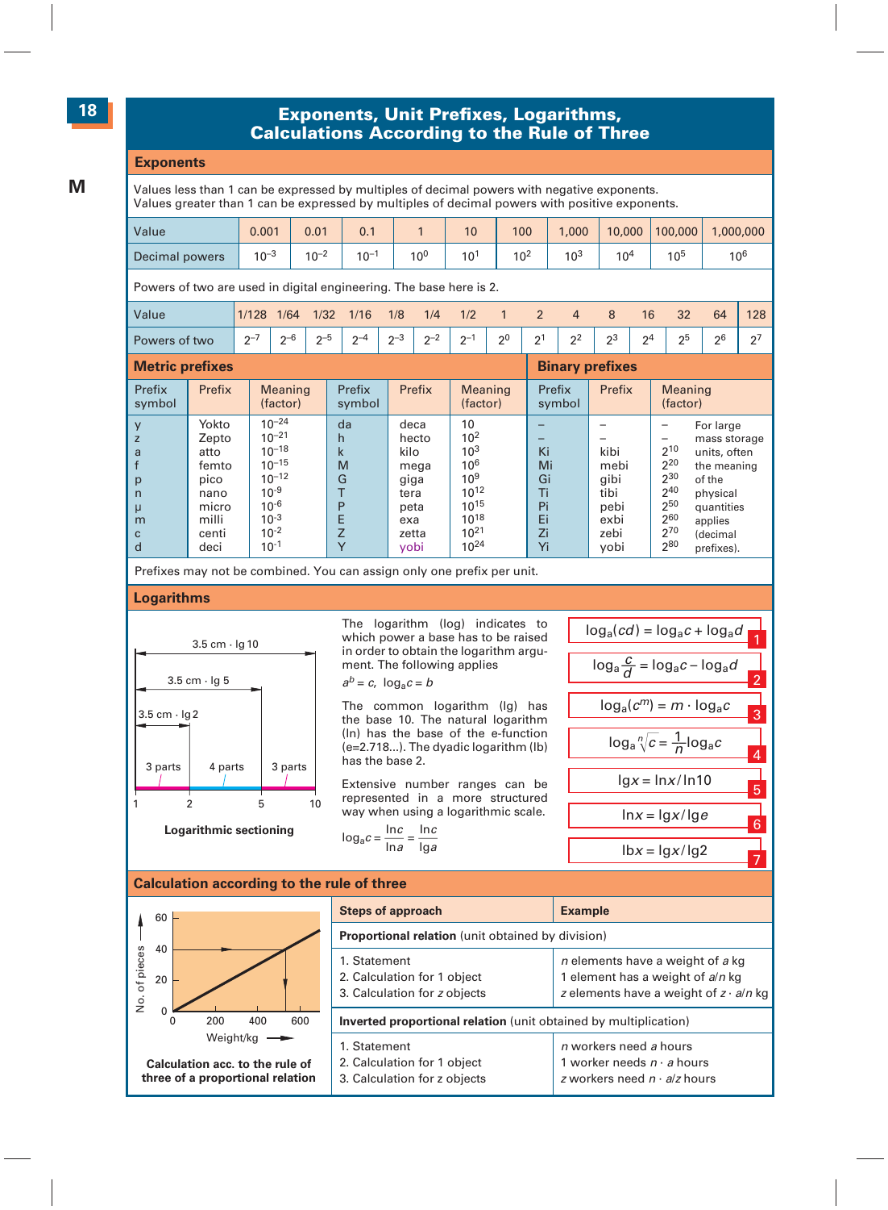# Exponents, Unit Prefixes, Logarithms, Calculations According to the Rule of Three

## Exponents

Values less than 1 can be expressed by multiples of decimal powers with negative exponents.
Values greater than 1 can be expressed by multiples of decimal powers with positive exponents.

| Value | 0.001 | 0.01 | 0.1 | 1 | 10 | 100 | 1,000 | 10,000 | 100,000 | 1,000,000 |
|---|---|---|---|---|---|---|---|---|---|---|
| Decimal powers | $10^{-3}$ | $10^{-2}$ | $10^{-1}$ | $10^{0}$ | $10^{1}$ | $10^{2}$ | $10^{3}$ | $10^{4}$ | $10^{5}$ | $10^{6}$ |

Powers of two are used in digital engineering. The base here is 2.

| Value | 1/128 | 1/64 | 1/32 | 1/16 | 1/8 | 1/4 | 1/2 | 1 | 2 | 4 | 8 | 16 | 32 | 64 | 128 |
|---|---|---|---|---|---|---|---|---|---|---|---|---|---|---|---|
| Powers of two | $2^{-7}$ | $2^{-6}$ | $2^{-5}$ | $2^{-4}$ | $2^{-3}$ | $2^{-2}$ | $2^{-1}$ | $2^{0}$ | $2^{1}$ | $2^{2}$ | $2^{3}$ | $2^{4}$ | $2^{5}$ | $2^{6}$ | $2^{7}$ |

## Metric prefixes

| Prefix symbol | Prefix | Meaning (factor) | Prefix symbol | Prefix | Meaning (factor) |
|---|---|---|---|---|---|
| y | Yokto | $10^{-24}$ | da | deca | 10 |
| z | Zepto | $10^{-21}$ | h | hecto | $10^{2}$ |
| a | atto | $10^{-18}$ | k | kilo | $10^{3}$ |
| f | femto | $10^{-15}$ | M | mega | $10^{6}$ |
| p | pico | $10^{-12}$ | G | giga | $10^{9}$ |
| n | nano | $10^{-9}$ | T | tera | $10^{12}$ |
| µ | micro | $10^{-6}$ | P | peta | $10^{15}$ |
| m | milli | $10^{-3}$ | E | exa | $10^{18}$ |
| c | centi | $10^{-2}$ | Z | zetta | $10^{21}$ |
| d | deci | $10^{-1}$ | Y | yobi | $10^{24}$ |

## Binary prefixes

| Prefix symbol | Prefix | Meaning (factor) |
|---|---|---|
| – | – | – |
| – | – | – |
| Ki | kibi | $2^{10}$ |
| Mi | mebi | $2^{20}$ |
| Gi | gibi | $2^{30}$ |
| Ti | tibi | $2^{40}$ |
| Pi | pebi | $2^{50}$ |
| Ei | exbi | $2^{60}$ |
| Zi | zebi | $2^{70}$ |
| Yi | yobi | $2^{80}$ |

For large mass storage units, often the meaning of the physical quantities applies (decimal prefixes).

Prefixes may not be combined. You can assign only one prefix per unit.

## Logarithms

Logarithmic sectioning: scale 1 – 2 – 5 – 10 with segments of 3 parts, 4 parts, 3 parts; lengths 3.5 cm · lg 2, 3.5 cm · lg 5, 3.5 cm · lg 10.

**Logarithmic sectioning**

The logarithm (log) indicates to which power a base has to be raised in order to obtain the logarithm argument. The following applies

$a^b = c, \ \log_a c = b$

The common logarithm (lg) has the base 10. The natural logarithm (ln) has the base of the e-function (e=2.718...). The dyadic logarithm (lb) has the base 2.

Extensive number ranges can be represented in a more structured way when using a logarithmic scale.

$$\log_a c = \frac{\ln c}{\ln a} = \frac{\lg c}{\lg a}$$

$$\log_a(cd) = \log_a c + \log_a d \quad (1)$$

$$\log_a \frac{c}{d} = \log_a c - \log_a d \quad (2)$$

$$\log_a(c^m) = m \cdot \log_a c \quad (3)$$

$$\log_a \sqrt[n]{c} = \frac{1}{n}\log_a c \quad (4)$$

$$\lg x = \ln x / \ln 10 \quad (5)$$

$$\ln x = \lg x / \lg e \quad (6)$$

$$\text{lb}\, x = \lg x / \lg 2 \quad (7)$$

## Calculation according to the rule of three

Graph: No. of pieces (0–60) versus Weight/kg (0–600), straight line through origin.

**Calculation acc. to the rule of three of a proportional relation**

| Steps of approach | Example |
|---|---|
| **Proportional relation** (unit obtained by division) | |
| 1. Statement | $n$ elements have a weight of $a$ kg |
| 2. Calculation for 1 object | 1 element has a weight of $a/n$ kg |
| 3. Calculation for $z$ objects | $z$ elements have a weight of $z \cdot a/n$ kg |
| **Inverted proportional relation** (unit obtained by multiplication) | |
| 1. Statement | $n$ workers need $a$ hours |
| 2. Calculation for 1 object | 1 worker needs $n \cdot a$ hours |
| 3. Calculation for $z$ objects | $z$ workers need $n \cdot a/z$ hours |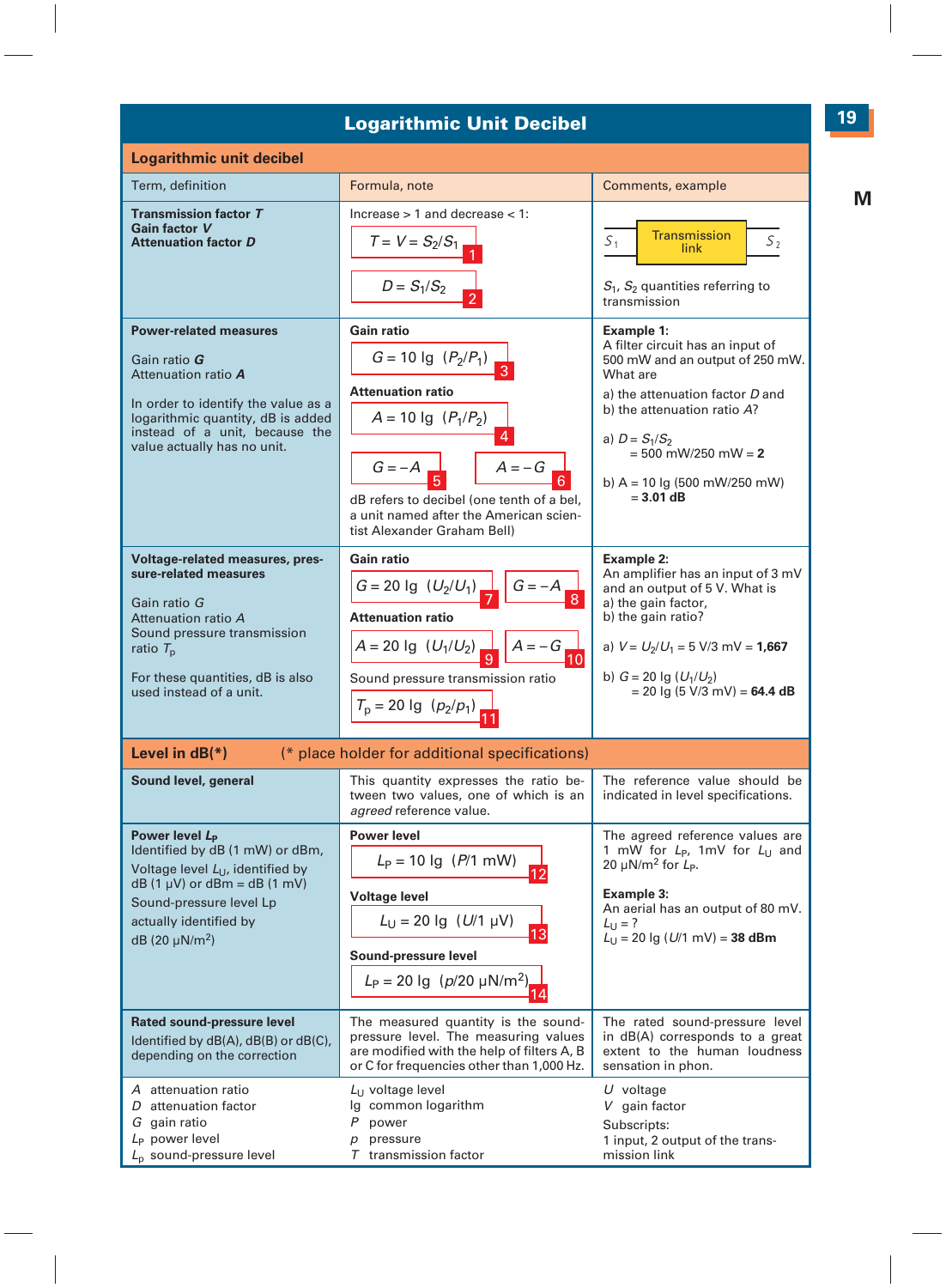# Logarithmic Unit Decibel

## Logarithmic unit decibel

| Term, definition | Formula, note | Comments, example |
|---|---|---|
| **Transmission factor *T***<br>**Gain factor *V***<br>**Attenuation factor *D*** | Increase > 1 and decrease < 1:<br>$T = V = S_2/S_1$ (1)<br>$D = S_1/S_2$ (2) | $S_1$ → Transmission link → $S_2$<br>$S_1$, $S_2$ quantities referring to transmission |
| **Power-related measures**<br><br>Gain ratio ***G***<br>Attenuation ratio ***A***<br><br>In order to identify the value as a logarithmic quantity, dB is added instead of a unit, because the value actually has no unit. | **Gain ratio**<br>$G = 10 \lg (P_2/P_1)$ (3)<br>**Attenuation ratio**<br>$A = 10 \lg (P_1/P_2)$ (4)<br>$G = -A$ (5) $A = -G$ (6)<br>dB refers to decibel (one tenth of a bel, a unit named after the American scientist Alexander Graham Bell) | **Example 1:**<br>A filter circuit has an input of 500 mW and an output of 250 mW. What are<br>a) the attenuation factor *D* and<br>b) the attenuation ratio *A*?<br><br>a) $D = S_1/S_2$<br>$= 500$ mW/250 mW = **2**<br><br>b) A = 10 lg (500 mW/250 mW)<br>= **3.01 dB** |
| **Voltage-related measures, pressure-related measures**<br><br>Gain ratio *G*<br>Attenuation ratio *A*<br>Sound pressure transmission ratio $T_p$<br><br>For these quantities, dB is also used instead of a unit. | **Gain ratio**<br>$G = 20 \lg (U_2/U_1)$ (7) $G = -A$ (8)<br>**Attenuation ratio**<br>$A = 20 \lg (U_1/U_2)$ (9) $A = -G$ (10)<br>Sound pressure transmission ratio<br>$T_p = 20 \lg (p_2/p_1)$ (11) | **Example 2:**<br>An amplifier has an input of 3 mV and an output of 5 V. What is<br>a) the gain factor,<br>b) the gain ratio?<br><br>a) $V = U_2/U_1 = 5$ V/3 mV = **1,667**<br><br>b) $G = 20 \lg (U_1/U_2)$<br>= 20 lg (5 V/3 mV) = **64.4 dB** |

## Level in dB(*) (* place holder for additional specifications)

| Term, definition | Formula, note | Comments, example |
|---|---|---|
| **Sound level, general** | This quantity expresses the ratio between two values, one of which is an *agreed* reference value. | The reference value should be indicated in level specifications. |
| **Power level $L_P$**<br>Identified by dB (1 mW) or dBm,<br>Voltage level $L_U$, identified by dB (1 µV) or dBm = dB (1 mV)<br>Sound-pressure level Lp actually identified by dB (20 µN/m²) | **Power level**<br>$L_P = 10 \lg (P/1 \text{ mW})$ (12)<br>**Voltage level**<br>$L_U = 20 \lg (U/1 \text{ µV})$ (13)<br>**Sound-pressure level**<br>$L_P = 20 \lg (p/20 \text{ µN/m}^2)$ (14) | The agreed reference values are 1 mW for $L_P$, 1mV for $L_U$ and 20 µN/m² for $L_P$.<br><br>**Example 3:**<br>An aerial has an output of 80 mV.<br>$L_U$ = ?<br>$L_U = 20 \lg (U/1 \text{ mV})$ = **38 dBm** |
| **Rated sound-pressure level**<br>Identified by dB(A), dB(B) or dB(C), depending on the correction | The measured quantity is the sound-pressure level. The measuring values are modified with the help of filters A, B or C for frequencies other than 1,000 Hz. | The rated sound-pressure level in dB(A) corresponds to a great extent to the human loudness sensation in phon. |

| | | |
|---|---|---|
| *A* attenuation ratio<br>*D* attenuation factor<br>*G* gain ratio<br>$L_P$ power level<br>$L_p$ sound-pressure level | $L_U$ voltage level<br>lg common logarithm<br>*P* power<br>*p* pressure<br>*T* transmission factor | *U* voltage<br>*V* gain factor<br>Subscripts:<br>1 input, 2 output of the transmission link |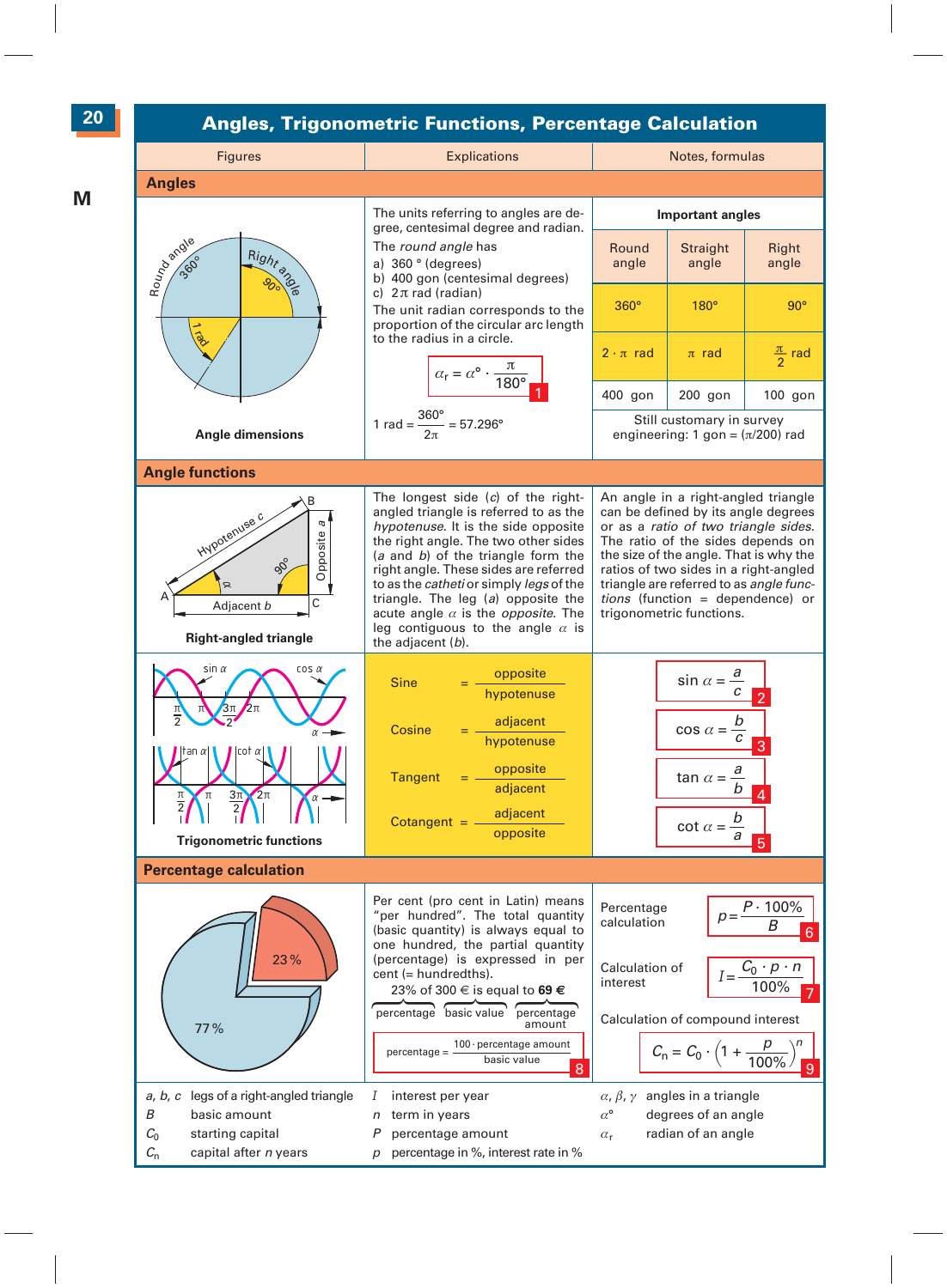# Angles, Trigonometric Functions, Percentage Calculation

M

| Figures | Explications | Notes, formulas |
|---|---|---|

## Angles

Round angle 360°
Right angle 90°
1 rad

**Angle dimensions**

The units referring to angles are degree, centesimal degree and radian.

The *round angle* has

a) 360 ° (degrees)
b) 400 gon (centesimal degrees)
c) $2\pi$ rad (radian)

The unit radian corresponds to the proportion of the circular arc length to the radius in a circle.

$$\alpha_r = \alpha° \cdot \frac{\pi}{180°} \quad (1)$$

$$1 \text{ rad} = \frac{360°}{2\pi} = 57.296°$$

**Important angles**

| Round angle | Straight angle | Right angle |
|---|---|---|
| 360° | 180° | 90° |
| $2 \cdot \pi$ rad | $\pi$ rad | $\frac{\pi}{2}$ rad |
| 400 gon | 200 gon | 100 gon |

Still customary in survey engineering: 1 gon = ($\pi$/200) rad

## Angle functions

B
Hypotenuse c
Opposite a
90°
$\alpha$
A
Adjacent b
C

**Right-angled triangle**

The longest side ($c$) of the right-angled triangle is referred to as the *hypotenuse*. It is the side opposite the right angle. The two other sides ($a$ and $b$) of the triangle form the right angle. These sides are referred to as the *catheti* or simply *legs* of the triangle. The leg ($a$) opposite the acute angle $\alpha$ is the *opposite*. The leg contiguous to the angle $\alpha$ is the adjacent ($b$).

An angle in a right-angled triangle can be defined by its angle degrees or as a *ratio of two triangle sides*. The ratio of the sides depends on the size of the angle. That is why the ratios of two sides in a right-angled triangle are referred to as *angle functions* (function = dependence) or trigonometric functions.

sin $\alpha$
cos $\alpha$
$\frac{\pi}{2}$ $\pi$ $\frac{3\pi}{2}$ $2\pi$
$\alpha$
tan $\alpha$
cot $\alpha$
$\frac{\pi}{2}$ $\pi$ $\frac{3\pi}{2}$ $2\pi$
$\alpha$

**Trigonometric functions**

Sine = $\frac{\text{opposite}}{\text{hypotenuse}}$

Cosine = $\frac{\text{adjacent}}{\text{hypotenuse}}$

Tangent = $\frac{\text{opposite}}{\text{adjacent}}$

Cotangent = $\frac{\text{adjacent}}{\text{opposite}}$

$$\sin \alpha = \frac{a}{c} \quad (2)$$

$$\cos \alpha = \frac{b}{c} \quad (3)$$

$$\tan \alpha = \frac{a}{b} \quad (4)$$

$$\cot \alpha = \frac{b}{a} \quad (5)$$

## Percentage calculation

23 %
77 %

Per cent (pro cent in Latin) means "per hundred". The total quantity (basic quantity) is always equal to one hundred, the partial quantity (percentage) is expressed in per cent (= hundredths).

23% of 300 € is equal to **69 €**
(percentage — basic value — percentage amount)

$$\text{percentage} = \frac{100 \cdot \text{percentage amount}}{\text{basic value}} \quad (8)$$

Percentage calculation

$$p = \frac{P \cdot 100\%}{B} \quad (6)$$

Calculation of interest

$$I = \frac{C_0 \cdot p \cdot n}{100\%} \quad (7)$$

Calculation of compound interest

$$C_n = C_0 \cdot \left(1 + \frac{p}{100\%}\right)^n \quad (9)$$

| | | | | | |
|---|---|---|---|---|---|
| $a, b, c$ | legs of a right-angled triangle | $I$ | interest per year | $\alpha, \beta, \gamma$ | angles in a triangle |
| $B$ | basic amount | $n$ | term in years | $\alpha°$ | degrees of an angle |
| $C_0$ | starting capital | $P$ | percentage amount | $\alpha_r$ | radian of an angle |
| $C_n$ | capital after $n$ years | $p$ | percentage in %, interest rate in % | | |